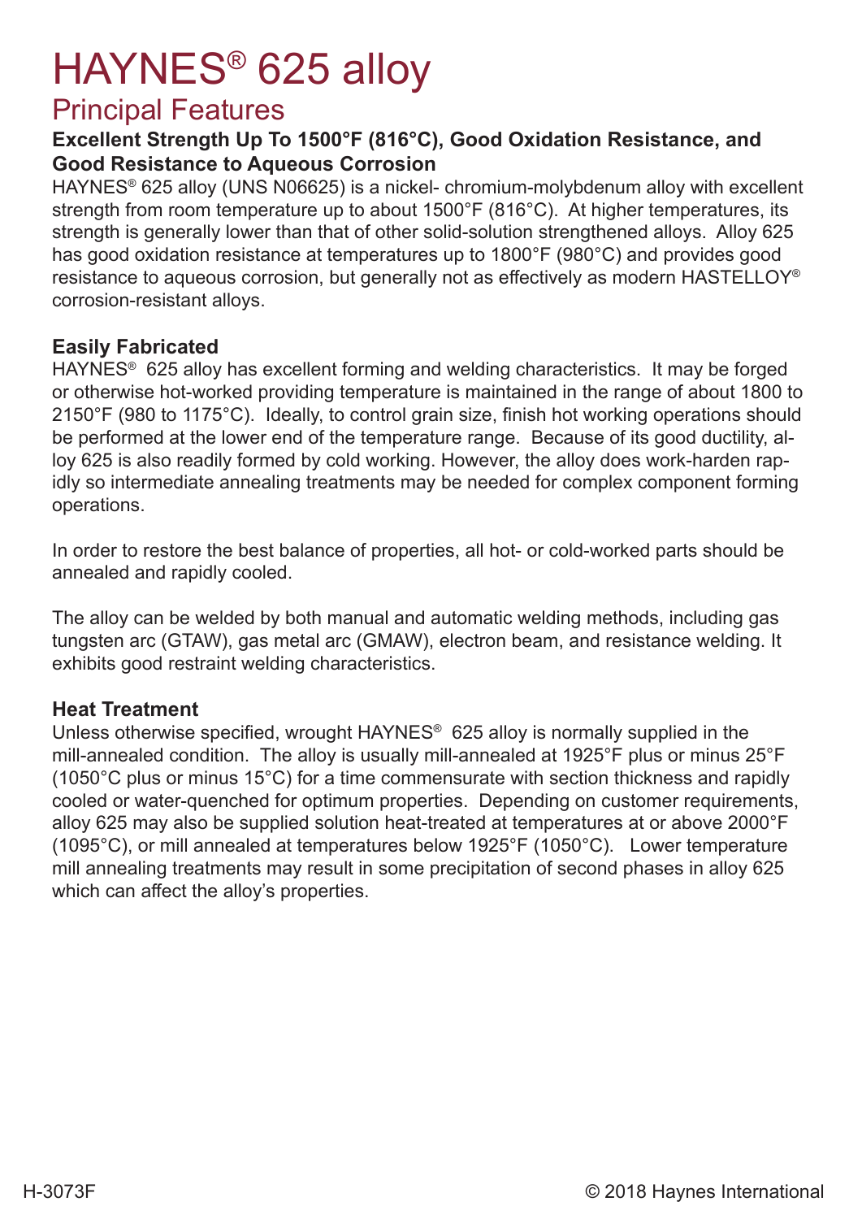# HAYNES® 625 alloy

## Principal Features

### Excellent Strength Up To 1500°F (816°C), Good Oxidation Resistance, and Good Resistance to Aqueous Corrosion

HAYNES® 625 alloy (UNS N06625) is a nickel- chromium-molybdenum alloy with excellent strength from room temperature up to about 1500°F (816°C). At higher temperatures, its strength is generally lower than that of other solid-solution strengthened alloys. Alloy 625 has good oxidation resistance at temperatures up to 1800°F (980°C) and provides good resistance to aqueous corrosion, but generally not as effectively as modern HASTELLOY® corrosion-resistant alloys.

### Easily Fabricated

HAYNES® 625 alloy has excellent forming and welding characteristics. It may be forged or otherwise hot-worked providing temperature is maintained in the range of about 1800 to 2150°F (980 to 1175°C). Ideally, to control grain size, finish hot working operations should be performed at the lower end of the temperature range. Because of its good ductility, alloy 625 is also readily formed by cold working. However, the alloy does work-harden rapidly so intermediate annealing treatments may be needed for complex component forming operations.

In order to restore the best balance of properties, all hot- or cold-worked parts should be annealed and rapidly cooled.

The alloy can be welded by both manual and automatic welding methods, including gas tungsten arc (GTAW), gas metal arc (GMAW), electron beam, and resistance welding. It exhibits good restraint welding characteristics.

### Heat Treatment

Unless otherwise specified, wrought HAYNES® 625 alloy is normally supplied in the mill-annealed condition. The alloy is usually mill-annealed at 1925°F plus or minus 25°F (1050°C plus or minus 15°C) for a time commensurate with section thickness and rapidly cooled or water-quenched for optimum properties. Depending on customer requirements, alloy 625 may also be supplied solution heat-treated at temperatures at or above 2000°F (1095°C), or mill annealed at temperatures below 1925°F (1050°C). Lower temperature mill annealing treatments may result in some precipitation of second phases in alloy 625 which can affect the alloy's properties.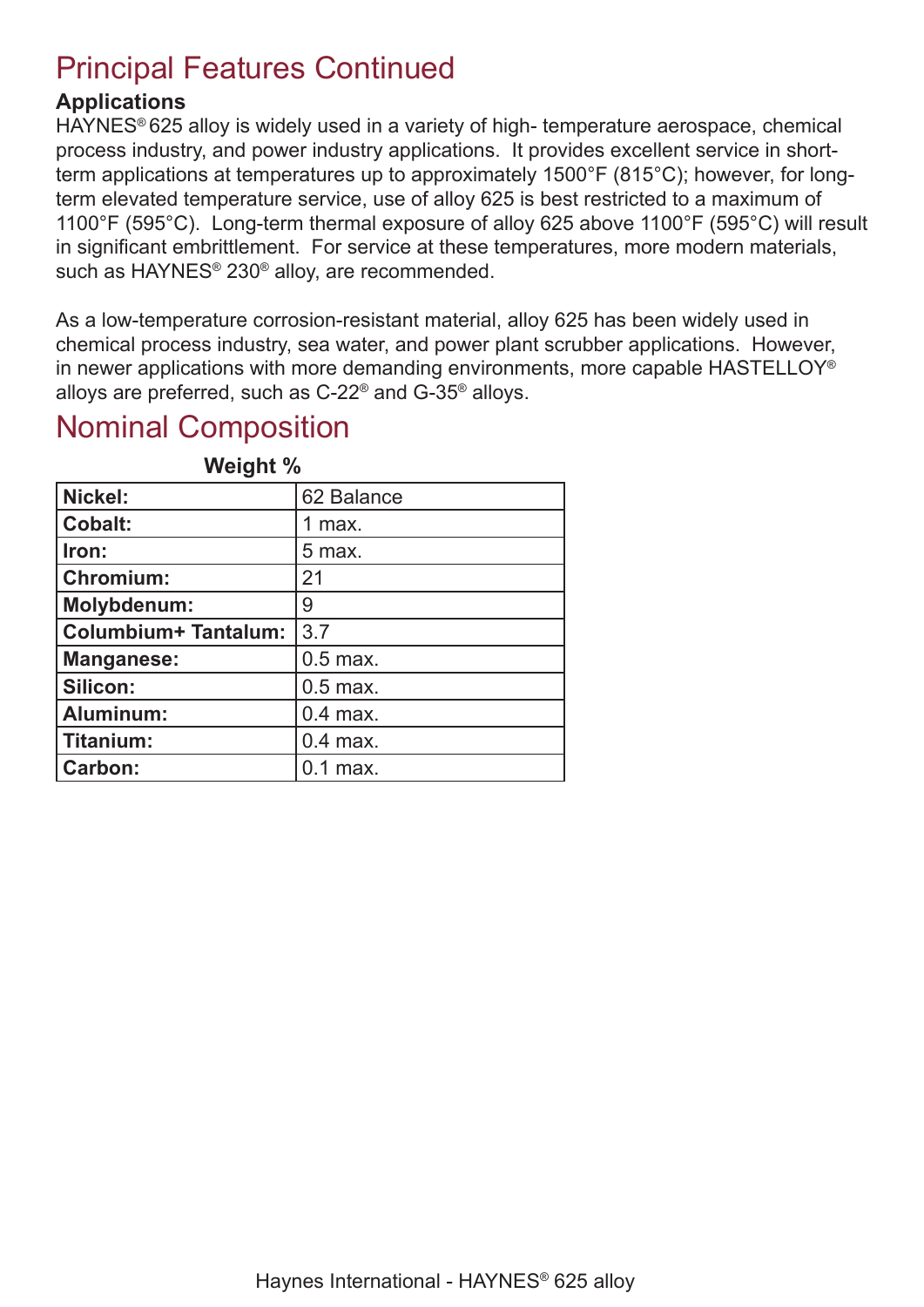# Principal Features Continued

### Applications

HAYNES® 625 alloy is widely used in a variety of high- temperature aerospace, chemical process industry, and power industry applications. It provides excellent service in short-term applications at temperatures up to approximately 1500°F (815°C); however, for long-term elevated temperature service, use of alloy 625 is best restricted to a maximum of 1100°F (595°C). Long-term thermal exposure of alloy 625 above 1100°F (595°C) will result in significant embrittlement. For service at these temperatures, more modern materials, such as HAYNES® 230® alloy, are recommended.

As a low-temperature corrosion-resistant material, alloy 625 has been widely used in chemical process industry, sea water, and power plant scrubber applications. However, in newer applications with more demanding environments, more capable HASTELLOY® alloys are preferred, such as C-22® and G-35® alloys.

# Nominal Composition

| | Weight % |
|---|---|
| **Nickel:** | 62 Balance |
| **Cobalt:** | 1 max. |
| **Iron:** | 5 max. |
| **Chromium:** | 21 |
| **Molybdenum:** | 9 |
| **Columbium+ Tantalum:** | 3.7 |
| **Manganese:** | 0.5 max. |
| **Silicon:** | 0.5 max. |
| **Aluminum:** | 0.4 max. |
| **Titanium:** | 0.4 max. |
| **Carbon:** | 0.1 max. |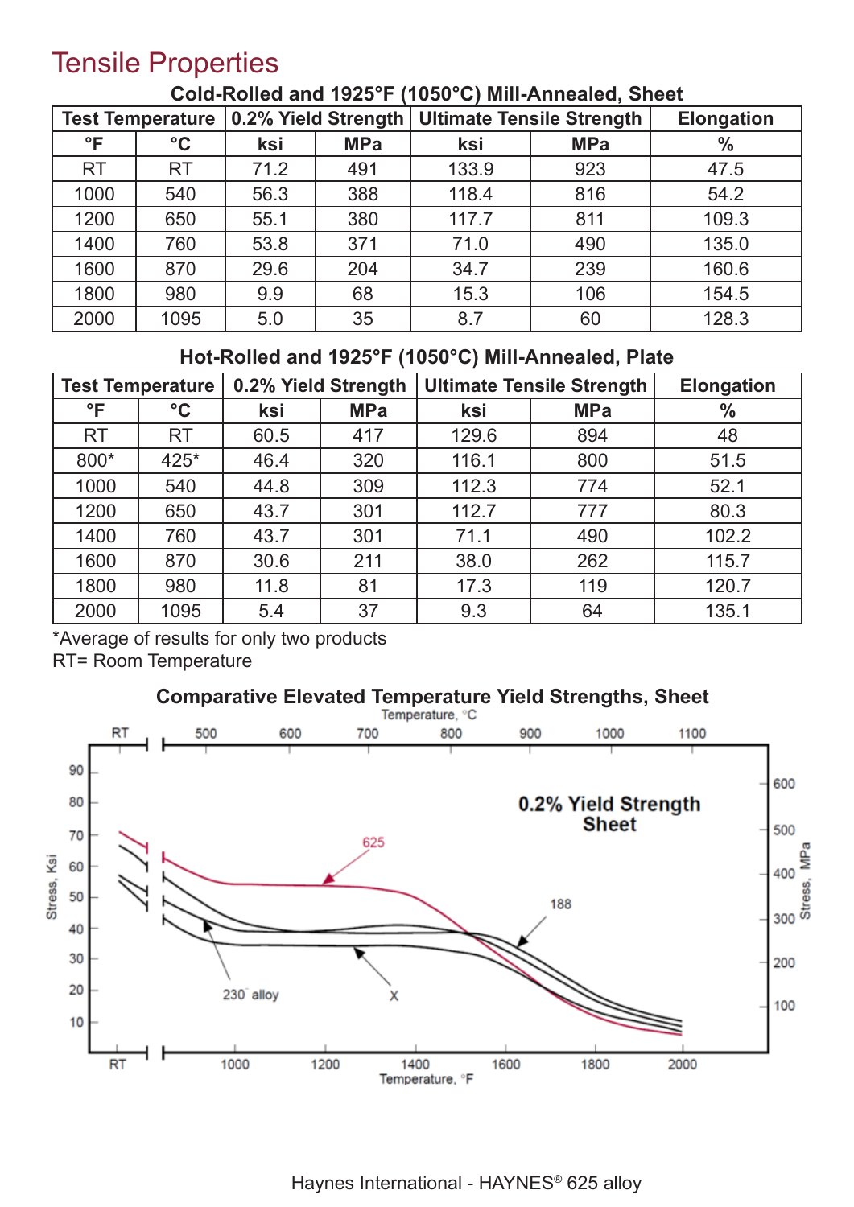# Tensile Properties

## Cold-Rolled and 1925°F (1050°C) Mill-Annealed, Sheet

| Test Temperature | | 0.2% Yield Strength | | Ultimate Tensile Strength | | Elongation |
|---|---|---|---|---|---|---|
| °F | °C | ksi | MPa | ksi | MPa | % |
| RT | RT | 71.2 | 491 | 133.9 | 923 | 47.5 |
| 1000 | 540 | 56.3 | 388 | 118.4 | 816 | 54.2 |
| 1200 | 650 | 55.1 | 380 | 117.7 | 811 | 109.3 |
| 1400 | 760 | 53.8 | 371 | 71.0 | 490 | 135.0 |
| 1600 | 870 | 29.6 | 204 | 34.7 | 239 | 160.6 |
| 1800 | 980 | 9.9 | 68 | 15.3 | 106 | 154.5 |
| 2000 | 1095 | 5.0 | 35 | 8.7 | 60 | 128.3 |

## Hot-Rolled and 1925°F (1050°C) Mill-Annealed, Plate

| Test Temperature | | 0.2% Yield Strength | | Ultimate Tensile Strength | | Elongation |
|---|---|---|---|---|---|---|
| °F | °C | ksi | MPa | ksi | MPa | % |
| RT | RT | 60.5 | 417 | 129.6 | 894 | 48 |
| 800* | 425* | 46.4 | 320 | 116.1 | 800 | 51.5 |
| 1000 | 540 | 44.8 | 309 | 112.3 | 774 | 52.1 |
| 1200 | 650 | 43.7 | 301 | 112.7 | 777 | 80.3 |
| 1400 | 760 | 43.7 | 301 | 71.1 | 490 | 102.2 |
| 1600 | 870 | 30.6 | 211 | 38.0 | 262 | 115.7 |
| 1800 | 980 | 11.8 | 81 | 17.3 | 119 | 120.7 |
| 2000 | 1095 | 5.4 | 37 | 9.3 | 64 | 135.1 |

*Average of results for only two products

RT= Room Temperature

## Comparative Elevated Temperature Yield Strengths, Sheet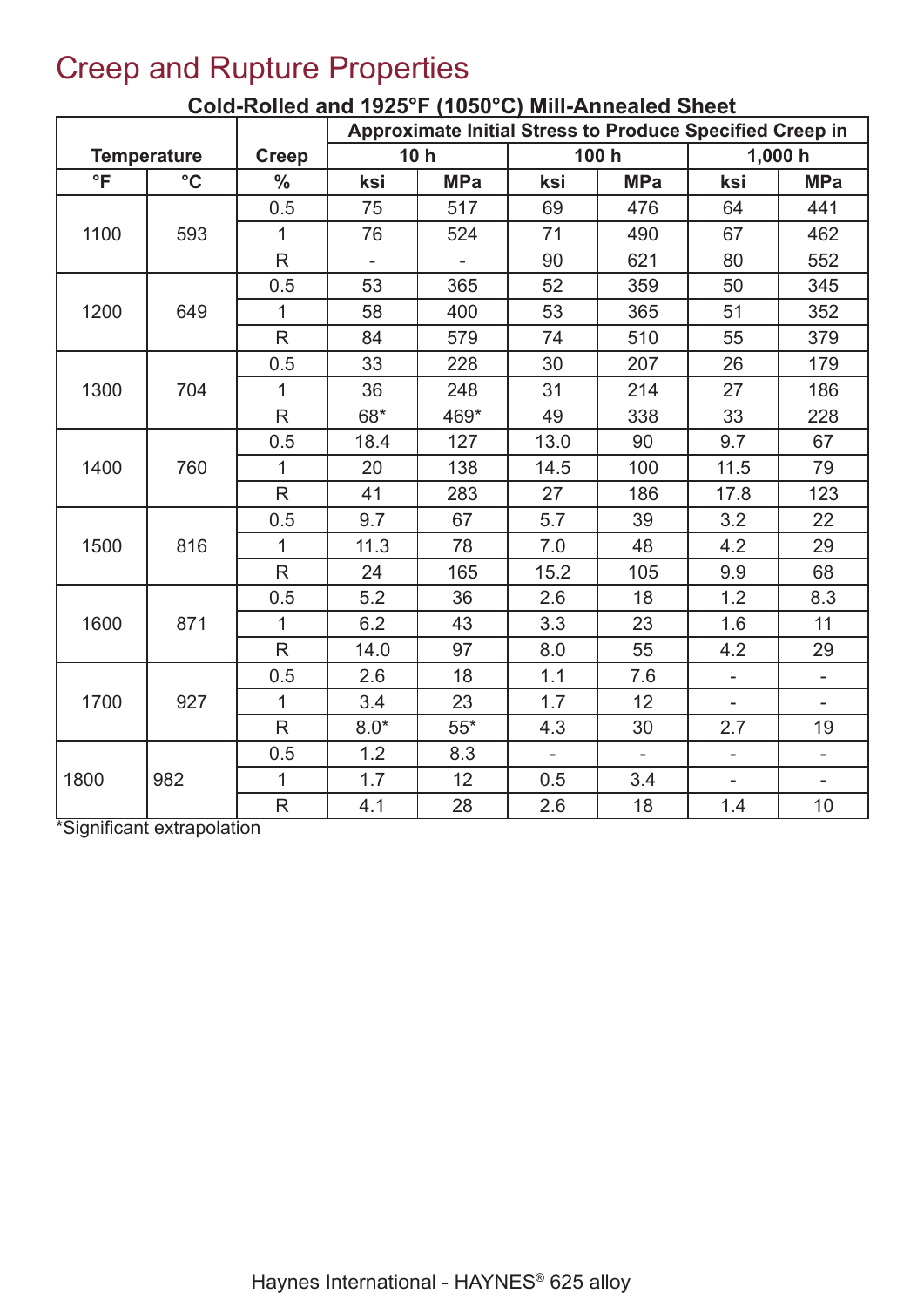# Creep and Rupture Properties

**Cold-Rolled and 1925°F (1050°C) Mill-Annealed Sheet**

| Temperature | | Creep | Approximate Initial Stress to Produce Specified Creep in | | | | | |
|---|---|---|---|---|---|---|---|---|
| | | | 10 h | | 100 h | | 1,000 h | |
| °F | °C | % | ksi | MPa | ksi | MPa | ksi | MPa |
| 1100 | 593 | 0.5 | 75 | 517 | 69 | 476 | 64 | 441 |
| | | 1 | 76 | 524 | 71 | 490 | 67 | 462 |
| | | R | - | - | 90 | 621 | 80 | 552 |
| 1200 | 649 | 0.5 | 53 | 365 | 52 | 359 | 50 | 345 |
| | | 1 | 58 | 400 | 53 | 365 | 51 | 352 |
| | | R | 84 | 579 | 74 | 510 | 55 | 379 |
| 1300 | 704 | 0.5 | 33 | 228 | 30 | 207 | 26 | 179 |
| | | 1 | 36 | 248 | 31 | 214 | 27 | 186 |
| | | R | 68* | 469* | 49 | 338 | 33 | 228 |
| 1400 | 760 | 0.5 | 18.4 | 127 | 13.0 | 90 | 9.7 | 67 |
| | | 1 | 20 | 138 | 14.5 | 100 | 11.5 | 79 |
| | | R | 41 | 283 | 27 | 186 | 17.8 | 123 |
| 1500 | 816 | 0.5 | 9.7 | 67 | 5.7 | 39 | 3.2 | 22 |
| | | 1 | 11.3 | 78 | 7.0 | 48 | 4.2 | 29 |
| | | R | 24 | 165 | 15.2 | 105 | 9.9 | 68 |
| 1600 | 871 | 0.5 | 5.2 | 36 | 2.6 | 18 | 1.2 | 8.3 |
| | | 1 | 6.2 | 43 | 3.3 | 23 | 1.6 | 11 |
| | | R | 14.0 | 97 | 8.0 | 55 | 4.2 | 29 |
| 1700 | 927 | 0.5 | 2.6 | 18 | 1.1 | 7.6 | - | - |
| | | 1 | 3.4 | 23 | 1.7 | 12 | - | - |
| | | R | 8.0* | 55* | 4.3 | 30 | 2.7 | 19 |
| 1800 | 982 | 0.5 | 1.2 | 8.3 | - | - | - | - |
| | | 1 | 1.7 | 12 | 0.5 | 3.4 | - | - |
| | | R | 4.1 | 28 | 2.6 | 18 | 1.4 | 10 |

*Significant extrapolation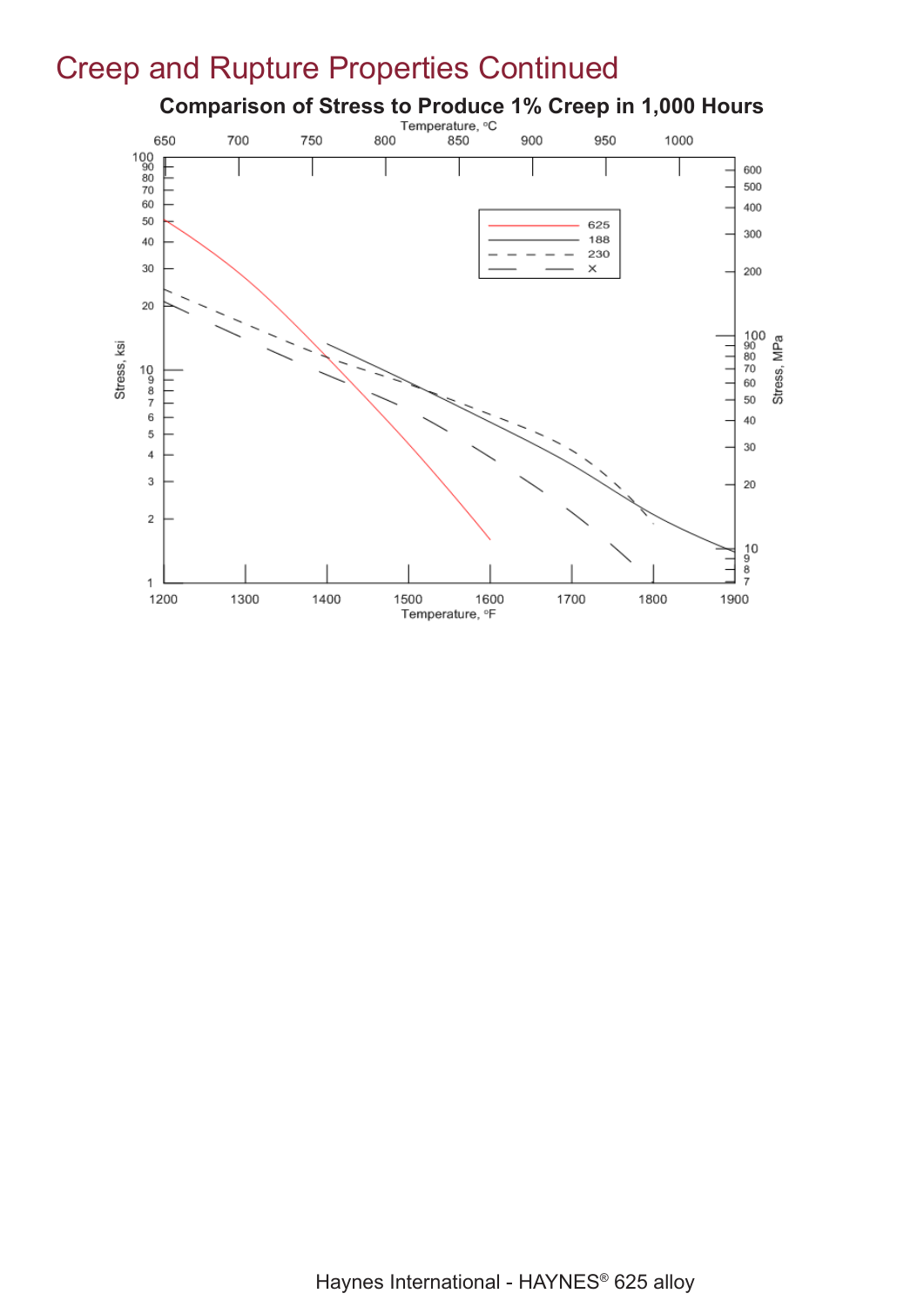# Creep and Rupture Properties Continued

**Comparison of Stress to Produce 1% Creep in 1,000 Hours**

Temperature, °C

650 700 750 800 850 900 950 1000

Stress, ksi: 100 90 80 70 60 50 40 30 20 10 9 8 7 6 5 4 3 2 1

Stress, MPa: 600 500 400 300 200 100 90 80 70 60 50 40 30 20 10 9 8 7

625
188
230
X

1200 1300 1400 1500 1600 1700 1800 1900

Temperature, °F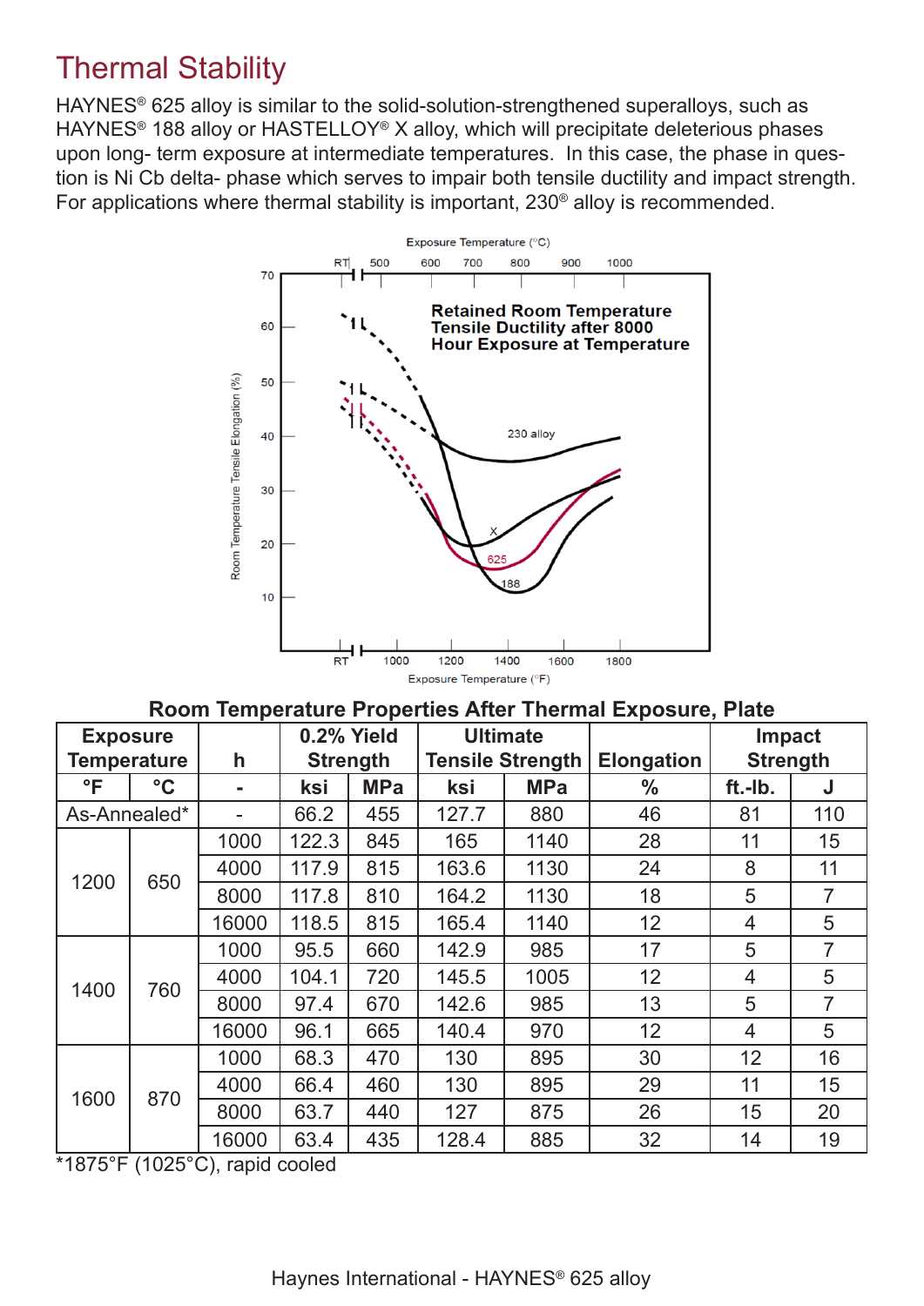# Thermal Stability

HAYNES® 625 alloy is similar to the solid-solution-strengthened superalloys, such as HAYNES® 188 alloy or HASTELLOY® X alloy, which will precipitate deleterious phases upon long- term exposure at intermediate temperatures. In this case, the phase in question is Ni Cb delta- phase which serves to impair both tensile ductility and impact strength. For applications where thermal stability is important, 230® alloy is recommended.

Retained Room Temperature Tensile Ductility after 8000 Hour Exposure at Temperature

**Room Temperature Properties After Thermal Exposure, Plate**

| Exposure Temperature | | h | 0.2% Yield Strength | | Ultimate Tensile Strength | | Elongation | Impact Strength | |
|---|---|---|---|---|---|---|---|---|---|
| °F | °C | - | ksi | MPa | ksi | MPa | % | ft.-lb. | J |
| As-Annealed* | | - | 66.2 | 455 | 127.7 | 880 | 46 | 81 | 110 |
| 1200 | 650 | 1000 | 122.3 | 845 | 165 | 1140 | 28 | 11 | 15 |
| | | 4000 | 117.9 | 815 | 163.6 | 1130 | 24 | 8 | 11 |
| | | 8000 | 117.8 | 810 | 164.2 | 1130 | 18 | 5 | 7 |
| | | 16000 | 118.5 | 815 | 165.4 | 1140 | 12 | 4 | 5 |
| 1400 | 760 | 1000 | 95.5 | 660 | 142.9 | 985 | 17 | 5 | 7 |
| | | 4000 | 104.1 | 720 | 145.5 | 1005 | 12 | 4 | 5 |
| | | 8000 | 97.4 | 670 | 142.6 | 985 | 13 | 5 | 7 |
| | | 16000 | 96.1 | 665 | 140.4 | 970 | 12 | 4 | 5 |
| 1600 | 870 | 1000 | 68.3 | 470 | 130 | 895 | 30 | 12 | 16 |
| | | 4000 | 66.4 | 460 | 130 | 895 | 29 | 11 | 15 |
| | | 8000 | 63.7 | 440 | 127 | 875 | 26 | 15 | 20 |
| | | 16000 | 63.4 | 435 | 128.4 | 885 | 32 | 14 | 19 |

*1875°F (1025°C), rapid cooled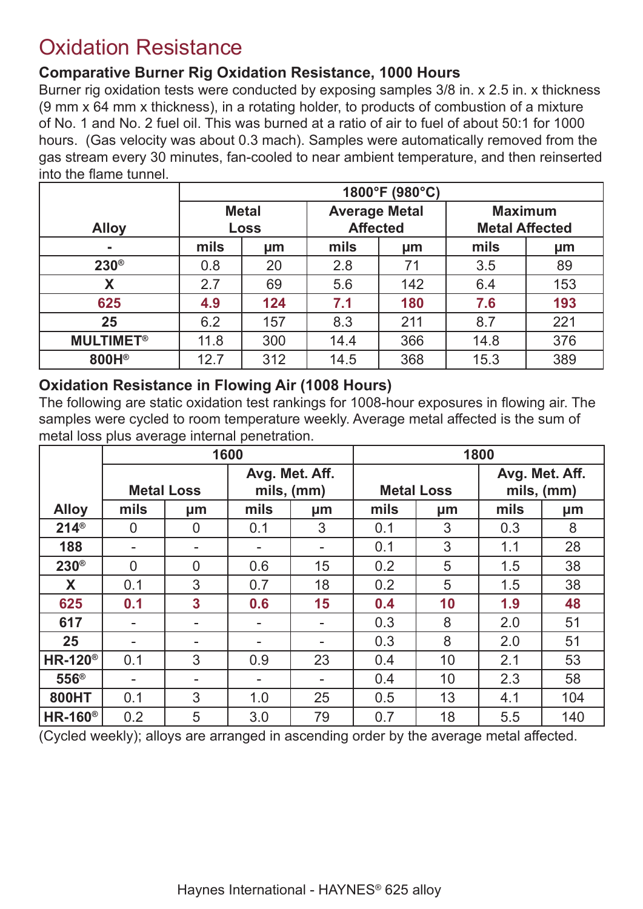# Oxidation Resistance

### Comparative Burner Rig Oxidation Resistance, 1000 Hours

Burner rig oxidation tests were conducted by exposing samples 3/8 in. x 2.5 in. x thickness (9 mm x 64 mm x thickness), in a rotating holder, to products of combustion of a mixture of No. 1 and No. 2 fuel oil. This was burned at a ratio of air to fuel of about 50:1 for 1000 hours. (Gas velocity was about 0.3 mach). Samples were automatically removed from the gas stream every 30 minutes, fan-cooled to near ambient temperature, and then reinserted into the flame tunnel.

| Alloy | 1800°F (980°C) | | | | | |
|---|---|---|---|---|---|---|
| | Metal Loss | | Average Metal Affected | | Maximum Metal Affected | |
| - | mils | µm | mils | µm | mils | µm |
| 230® | 0.8 | 20 | 2.8 | 71 | 3.5 | 89 |
| X | 2.7 | 69 | 5.6 | 142 | 6.4 | 153 |
| **625** | **4.9** | **124** | **7.1** | **180** | **7.6** | **193** |
| 25 | 6.2 | 157 | 8.3 | 211 | 8.7 | 221 |
| MULTIMET® | 11.8 | 300 | 14.4 | 366 | 14.8 | 376 |
| 800H® | 12.7 | 312 | 14.5 | 368 | 15.3 | 389 |

### Oxidation Resistance in Flowing Air (1008 Hours)

The following are static oxidation test rankings for 1008-hour exposures in flowing air. The samples were cycled to room temperature weekly. Average metal affected is the sum of metal loss plus average internal penetration.

| | 1600 | | | | 1800 | | | |
|---|---|---|---|---|---|---|---|---|
| | Metal Loss | | Avg. Met. Aff. mils, (mm) | | Metal Loss | | Avg. Met. Aff. mils, (mm) | |
| Alloy | mils | µm | mils | µm | mils | µm | mils | µm |
| 214® | 0 | 0 | 0.1 | 3 | 0.1 | 3 | 0.3 | 8 |
| 188 | - | - | - | - | 0.1 | 3 | 1.1 | 28 |
| 230® | 0 | 0 | 0.6 | 15 | 0.2 | 5 | 1.5 | 38 |
| X | 0.1 | 3 | 0.7 | 18 | 0.2 | 5 | 1.5 | 38 |
| **625** | **0.1** | **3** | **0.6** | **15** | **0.4** | **10** | **1.9** | **48** |
| 617 | - | - | - | - | 0.3 | 8 | 2.0 | 51 |
| 25 | - | - | - | - | 0.3 | 8 | 2.0 | 51 |
| HR-120® | 0.1 | 3 | 0.9 | 23 | 0.4 | 10 | 2.1 | 53 |
| 556® | - | - | - | - | 0.4 | 10 | 2.3 | 58 |
| 800HT | 0.1 | 3 | 1.0 | 25 | 0.5 | 13 | 4.1 | 104 |
| HR-160® | 0.2 | 5 | 3.0 | 79 | 0.7 | 18 | 5.5 | 140 |

(Cycled weekly); alloys are arranged in ascending order by the average metal affected.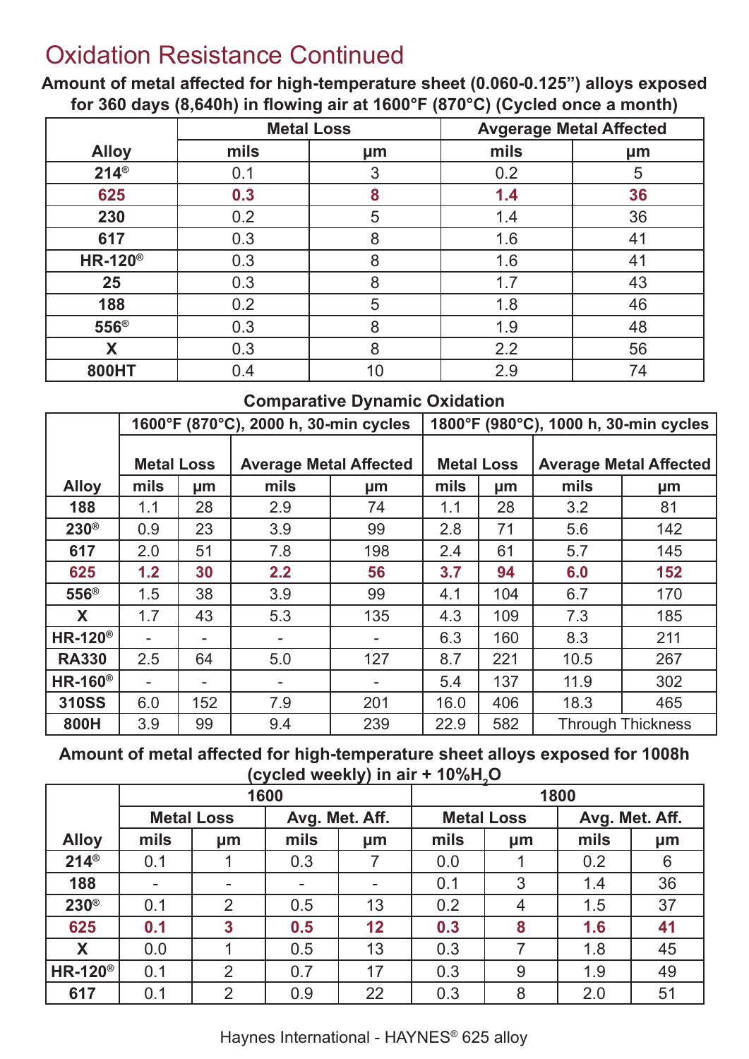# Oxidation Resistance Continued

**Amount of metal affected for high-temperature sheet (0.060-0.125") alloys exposed for 360 days (8,640h) in flowing air at 1600°F (870°C) (Cycled once a month)**

| Alloy | Metal Loss | | Avgerage Metal Affected | |
|---|---|---|---|---|
| | mils | µm | mils | µm |
| 214® | 0.1 | 3 | 0.2 | 5 |
| 625 | 0.3 | 8 | 1.4 | 36 |
| 230 | 0.2 | 5 | 1.4 | 36 |
| 617 | 0.3 | 8 | 1.6 | 41 |
| HR-120® | 0.3 | 8 | 1.6 | 41 |
| 25 | 0.3 | 8 | 1.7 | 43 |
| 188 | 0.2 | 5 | 1.8 | 46 |
| 556® | 0.3 | 8 | 1.9 | 48 |
| X | 0.3 | 8 | 2.2 | 56 |
| 800HT | 0.4 | 10 | 2.9 | 74 |

**Comparative Dynamic Oxidation**

| Alloy | 1600°F (870°C), 2000 h, 30-min cycles | | | | 1800°F (980°C), 1000 h, 30-min cycles | | | |
|---|---|---|---|---|---|---|---|---|
| | Metal Loss | | Average Metal Affected | | Metal Loss | | Average Metal Affected | |
| | mils | µm | mils | µm | mils | µm | mils | µm |
| 188 | 1.1 | 28 | 2.9 | 74 | 1.1 | 28 | 3.2 | 81 |
| 230® | 0.9 | 23 | 3.9 | 99 | 2.8 | 71 | 5.6 | 142 |
| 617 | 2.0 | 51 | 7.8 | 198 | 2.4 | 61 | 5.7 | 145 |
| 625 | 1.2 | 30 | 2.2 | 56 | 3.7 | 94 | 6.0 | 152 |
| 556® | 1.5 | 38 | 3.9 | 99 | 4.1 | 104 | 6.7 | 170 |
| X | 1.7 | 43 | 5.3 | 135 | 4.3 | 109 | 7.3 | 185 |
| HR-120® | - | - | - | - | 6.3 | 160 | 8.3 | 211 |
| RA330 | 2.5 | 64 | 5.0 | 127 | 8.7 | 221 | 10.5 | 267 |
| HR-160® | - | - | - | - | 5.4 | 137 | 11.9 | 302 |
| 310SS | 6.0 | 152 | 7.9 | 201 | 16.0 | 406 | 18.3 | 465 |
| 800H | 3.9 | 99 | 9.4 | 239 | 22.9 | 582 | Through Thickness | |

**Amount of metal affected for high-temperature sheet alloys exposed for 1008h (cycled weekly) in air + 10%$H_2O$**

| Alloy | 1600 | | | | 1800 | | | |
|---|---|---|---|---|---|---|---|---|
| | Metal Loss | | Avg. Met. Aff. | | Metal Loss | | Avg. Met. Aff. | |
| | mils | µm | mils | µm | mils | µm | mils | µm |
| 214® | 0.1 | 1 | 0.3 | 7 | 0.0 | 1 | 0.2 | 6 |
| 188 | - | - | - | - | 0.1 | 3 | 1.4 | 36 |
| 230® | 0.1 | 2 | 0.5 | 13 | 0.2 | 4 | 1.5 | 37 |
| 625 | 0.1 | 3 | 0.5 | 12 | 0.3 | 8 | 1.6 | 41 |
| X | 0.0 | 1 | 0.5 | 13 | 0.3 | 7 | 1.8 | 45 |
| HR-120® | 0.1 | 2 | 0.7 | 17 | 0.3 | 9 | 1.9 | 49 |
| 617 | 0.1 | 2 | 0.9 | 22 | 0.3 | 8 | 2.0 | 51 |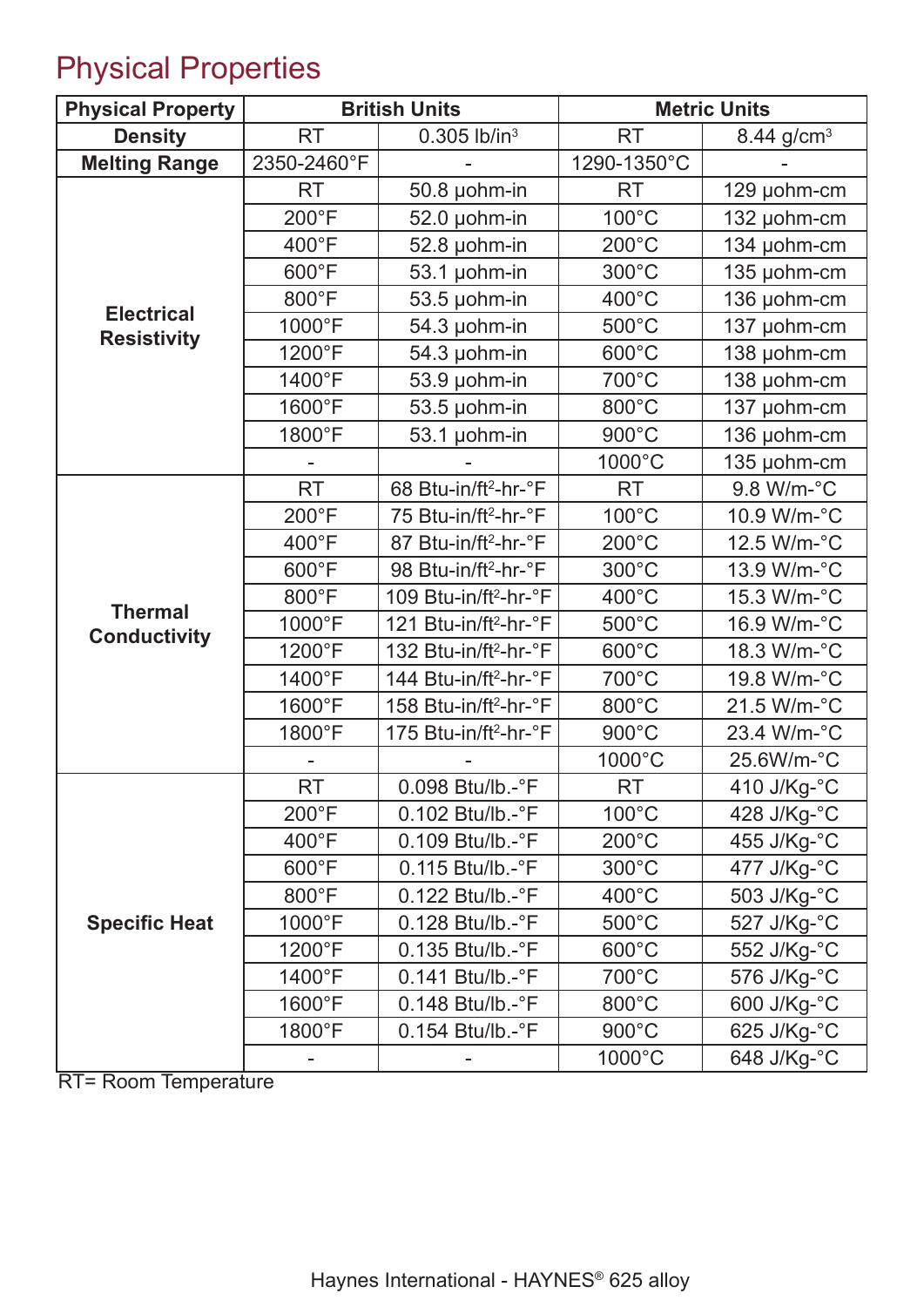# Physical Properties

| Physical Property | British Units | | Metric Units | |
|---|---|---|---|---|
| Density | RT | 0.305 lb/in$^3$ | RT | 8.44 g/cm$^3$ |
| Melting Range | 2350-2460°F | - | 1290-1350°C | - |
| Electrical Resistivity | RT | 50.8 µohm-in | RT | 129 µohm-cm |
| | 200°F | 52.0 µohm-in | 100°C | 132 µohm-cm |
| | 400°F | 52.8 µohm-in | 200°C | 134 µohm-cm |
| | 600°F | 53.1 µohm-in | 300°C | 135 µohm-cm |
| | 800°F | 53.5 µohm-in | 400°C | 136 µohm-cm |
| | 1000°F | 54.3 µohm-in | 500°C | 137 µohm-cm |
| | 1200°F | 54.3 µohm-in | 600°C | 138 µohm-cm |
| | 1400°F | 53.9 µohm-in | 700°C | 138 µohm-cm |
| | 1600°F | 53.5 µohm-in | 800°C | 137 µohm-cm |
| | 1800°F | 53.1 µohm-in | 900°C | 136 µohm-cm |
| | - | - | 1000°C | 135 µohm-cm |
| Thermal Conductivity | RT | 68 Btu-in/ft$^2$-hr-°F | RT | 9.8 W/m-°C |
| | 200°F | 75 Btu-in/ft$^2$-hr-°F | 100°C | 10.9 W/m-°C |
| | 400°F | 87 Btu-in/ft$^2$-hr-°F | 200°C | 12.5 W/m-°C |
| | 600°F | 98 Btu-in/ft$^2$-hr-°F | 300°C | 13.9 W/m-°C |
| | 800°F | 109 Btu-in/ft$^2$-hr-°F | 400°C | 15.3 W/m-°C |
| | 1000°F | 121 Btu-in/ft$^2$-hr-°F | 500°C | 16.9 W/m-°C |
| | 1200°F | 132 Btu-in/ft$^2$-hr-°F | 600°C | 18.3 W/m-°C |
| | 1400°F | 144 Btu-in/ft$^2$-hr-°F | 700°C | 19.8 W/m-°C |
| | 1600°F | 158 Btu-in/ft$^2$-hr-°F | 800°C | 21.5 W/m-°C |
| | 1800°F | 175 Btu-in/ft$^2$-hr-°F | 900°C | 23.4 W/m-°C |
| | - | - | 1000°C | 25.6W/m-°C |
| Specific Heat | RT | 0.098 Btu/lb.-°F | RT | 410 J/Kg-°C |
| | 200°F | 0.102 Btu/lb.-°F | 100°C | 428 J/Kg-°C |
| | 400°F | 0.109 Btu/lb.-°F | 200°C | 455 J/Kg-°C |
| | 600°F | 0.115 Btu/lb.-°F | 300°C | 477 J/Kg-°C |
| | 800°F | 0.122 Btu/lb.-°F | 400°C | 503 J/Kg-°C |
| | 1000°F | 0.128 Btu/lb.-°F | 500°C | 527 J/Kg-°C |
| | 1200°F | 0.135 Btu/lb.-°F | 600°C | 552 J/Kg-°C |
| | 1400°F | 0.141 Btu/lb.-°F | 700°C | 576 J/Kg-°C |
| | 1600°F | 0.148 Btu/lb.-°F | 800°C | 600 J/Kg-°C |
| | 1800°F | 0.154 Btu/lb.-°F | 900°C | 625 J/Kg-°C |
| | - | - | 1000°C | 648 J/Kg-°C |

RT= Room Temperature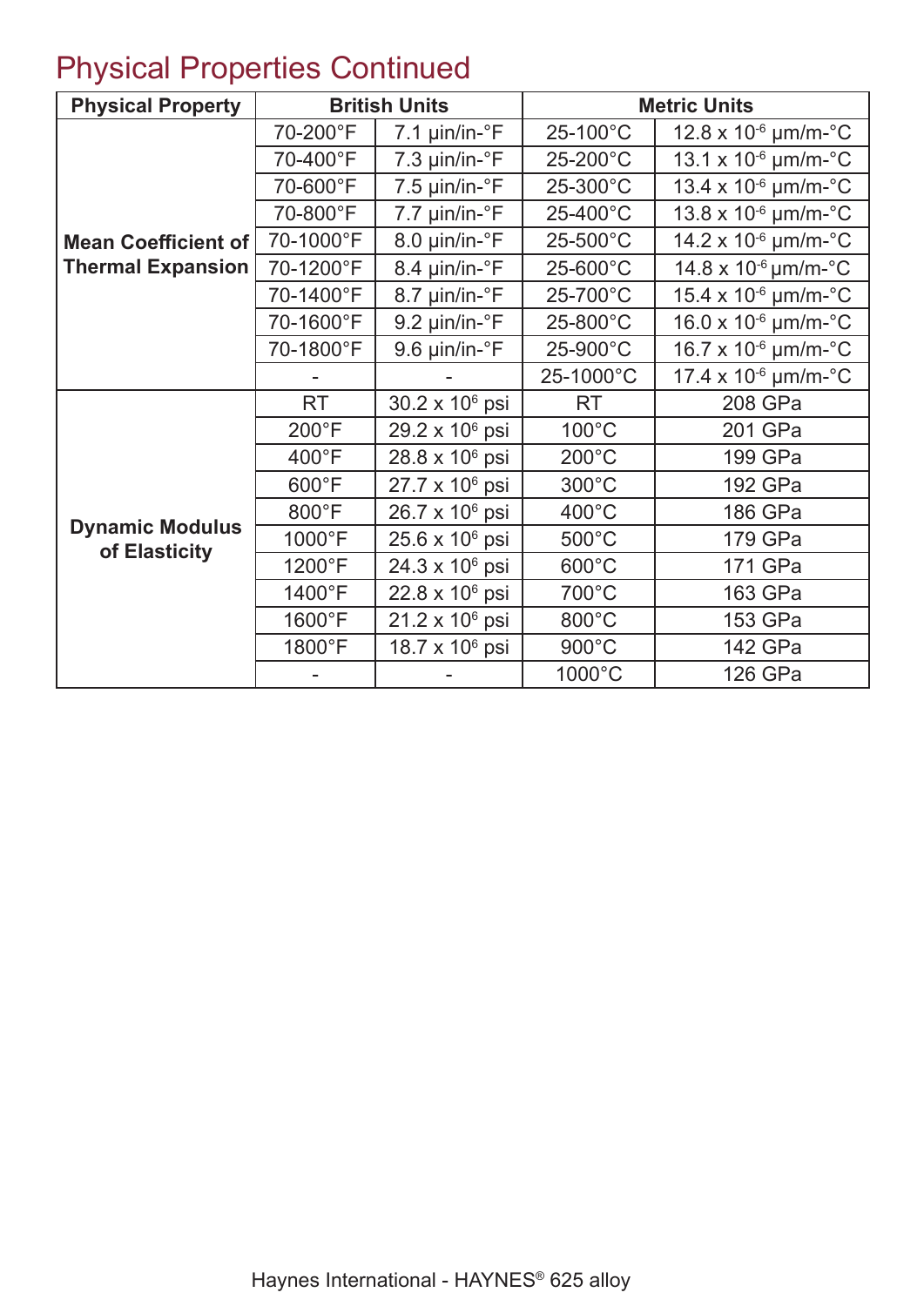## Physical Properties Continued

| Physical Property | British Units | | Metric Units | |
|---|---|---|---|---|
| Mean Coefficient of Thermal Expansion | 70-200°F | 7.1 µin/in-°F | 25-100°C | 12.8 x $10^{-6}$ µm/m-°C |
| | 70-400°F | 7.3 µin/in-°F | 25-200°C | 13.1 x $10^{-6}$ µm/m-°C |
| | 70-600°F | 7.5 µin/in-°F | 25-300°C | 13.4 x $10^{-6}$ µm/m-°C |
| | 70-800°F | 7.7 µin/in-°F | 25-400°C | 13.8 x $10^{-6}$ µm/m-°C |
| | 70-1000°F | 8.0 µin/in-°F | 25-500°C | 14.2 x $10^{-6}$ µm/m-°C |
| | 70-1200°F | 8.4 µin/in-°F | 25-600°C | 14.8 x $10^{-6}$ µm/m-°C |
| | 70-1400°F | 8.7 µin/in-°F | 25-700°C | 15.4 x $10^{-6}$ µm/m-°C |
| | 70-1600°F | 9.2 µin/in-°F | 25-800°C | 16.0 x $10^{-6}$ µm/m-°C |
| | 70-1800°F | 9.6 µin/in-°F | 25-900°C | 16.7 x $10^{-6}$ µm/m-°C |
| | - | - | 25-1000°C | 17.4 x $10^{-6}$ µm/m-°C |
| Dynamic Modulus of Elasticity | RT | 30.2 x $10^6$ psi | RT | 208 GPa |
| | 200°F | 29.2 x $10^6$ psi | 100°C | 201 GPa |
| | 400°F | 28.8 x $10^6$ psi | 200°C | 199 GPa |
| | 600°F | 27.7 x $10^6$ psi | 300°C | 192 GPa |
| | 800°F | 26.7 x $10^6$ psi | 400°C | 186 GPa |
| | 1000°F | 25.6 x $10^6$ psi | 500°C | 179 GPa |
| | 1200°F | 24.3 x $10^6$ psi | 600°C | 171 GPa |
| | 1400°F | 22.8 x $10^6$ psi | 700°C | 163 GPa |
| | 1600°F | 21.2 x $10^6$ psi | 800°C | 153 GPa |
| | 1800°F | 18.7 x $10^6$ psi | 900°C | 142 GPa |
| | - | - | 1000°C | 126 GPa |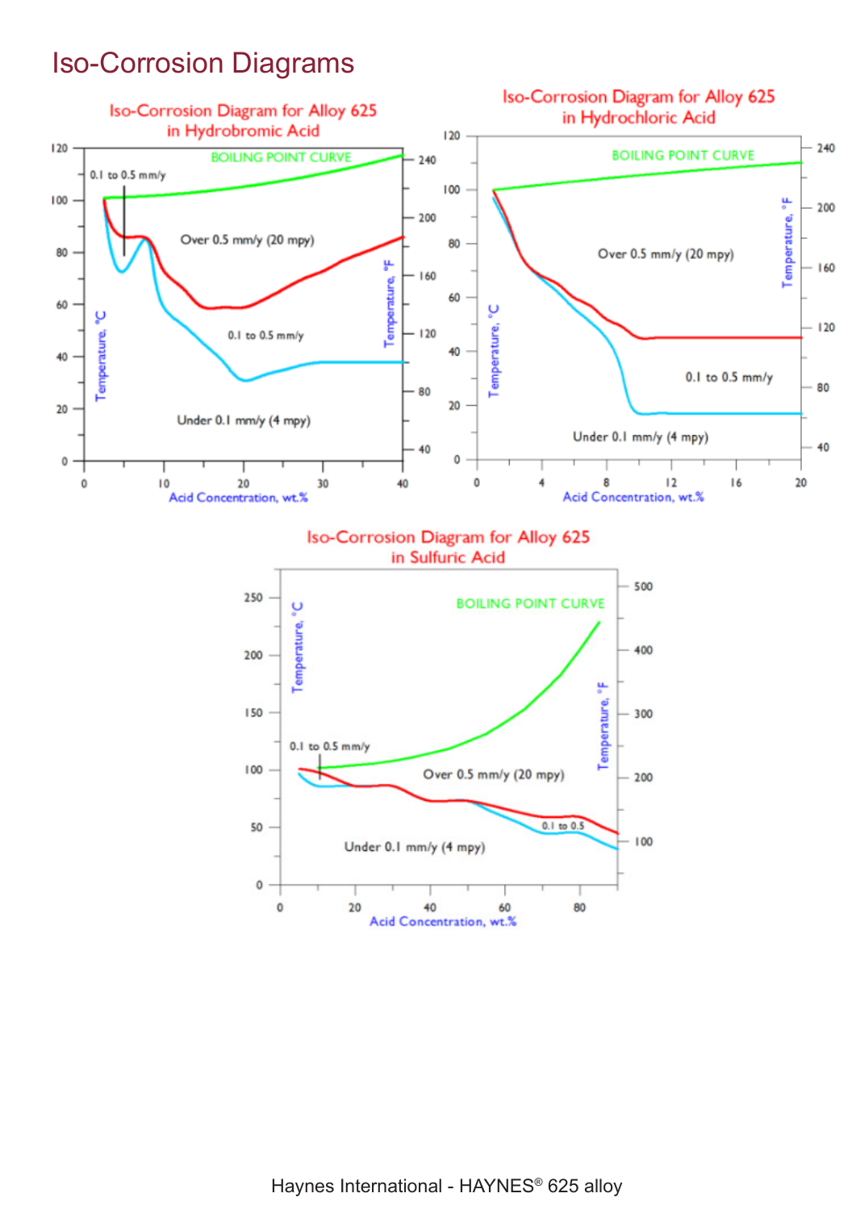# Iso-Corrosion Diagrams

Iso-Corrosion Diagram for Alloy 625 in Hydrobromic Acid

BOILING POINT CURVE

0.1 to 0.5 mm/y

Over 0.5 mm/y (20 mpy)

0.1 to 0.5 mm/y

Under 0.1 mm/y (4 mpy)

Temperature, °C

Temperature, °F

Acid Concentration, wt.%

Iso-Corrosion Diagram for Alloy 625 in Hydrochloric Acid

BOILING POINT CURVE

Over 0.5 mm/y (20 mpy)

0.1 to 0.5 mm/y

Under 0.1 mm/y (4 mpy)

Temperature, °C

Temperature, °F

Acid Concentration, wt.%

Iso-Corrosion Diagram for Alloy 625 in Sulfuric Acid

BOILING POINT CURVE

0.1 to 0.5 mm/y

Over 0.5 mm/y (20 mpy)

0.1 to 0.5

Under 0.1 mm/y (4 mpy)

Temperature, °C

Temperature, °F

Acid Concentration, wt.%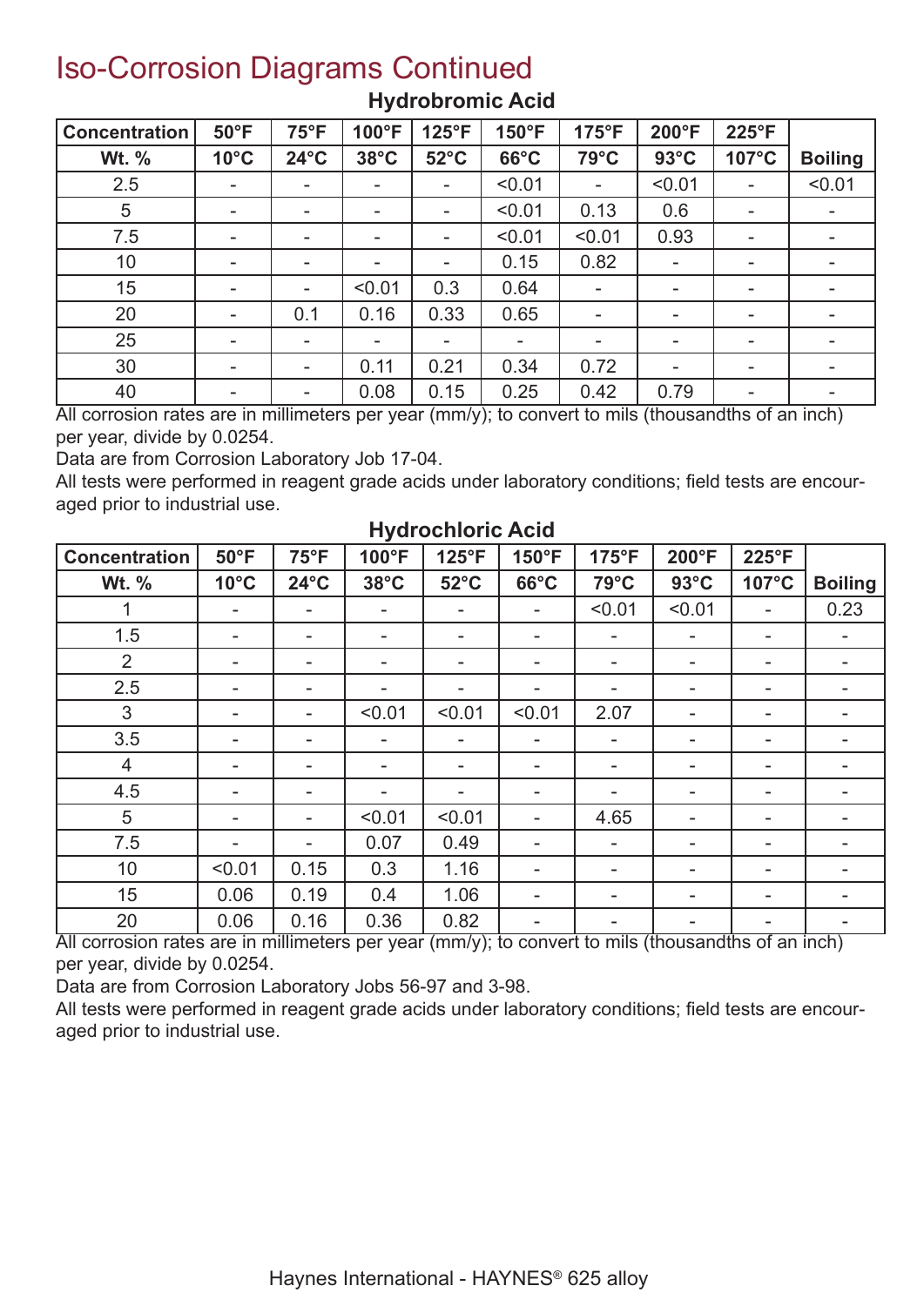# Iso-Corrosion Diagrams Continued

### Hydrobromic Acid

| Concentration | 50°F | 75°F | 100°F | 125°F | 150°F | 175°F | 200°F | 225°F | |
|---|---|---|---|---|---|---|---|---|---|
| Wt. % | 10°C | 24°C | 38°C | 52°C | 66°C | 79°C | 93°C | 107°C | Boiling |
| 2.5 | - | - | - | - | <0.01 | - | <0.01 | - | <0.01 |
| 5 | - | - | - | - | <0.01 | 0.13 | 0.6 | - | - |
| 7.5 | - | - | - | - | <0.01 | <0.01 | 0.93 | - | - |
| 10 | - | - | - | - | 0.15 | 0.82 | - | - | - |
| 15 | - | - | <0.01 | 0.3 | 0.64 | - | - | - | - |
| 20 | - | 0.1 | 0.16 | 0.33 | 0.65 | - | - | - | - |
| 25 | - | - | - | - | - | - | - | - | - |
| 30 | - | - | 0.11 | 0.21 | 0.34 | 0.72 | - | - | - |
| 40 | - | - | 0.08 | 0.15 | 0.25 | 0.42 | 0.79 | - | - |

All corrosion rates are in millimeters per year (mm/y); to convert to mils (thousandths of an inch) per year, divide by 0.0254.

Data are from Corrosion Laboratory Job 17-04.

All tests were performed in reagent grade acids under laboratory conditions; field tests are encouraged prior to industrial use.

### Hydrochloric Acid

| Concentration | 50°F | 75°F | 100°F | 125°F | 150°F | 175°F | 200°F | 225°F | |
|---|---|---|---|---|---|---|---|---|---|
| Wt. % | 10°C | 24°C | 38°C | 52°C | 66°C | 79°C | 93°C | 107°C | Boiling |
| 1 | - | - | - | - | - | <0.01 | <0.01 | - | 0.23 |
| 1.5 | - | - | - | - | - | - | - | - | - |
| 2 | - | - | - | - | - | - | - | - | - |
| 2.5 | - | - | - | - | - | - | - | - | - |
| 3 | - | - | <0.01 | <0.01 | <0.01 | 2.07 | - | - | - |
| 3.5 | - | - | - | - | - | - | - | - | - |
| 4 | - | - | - | - | - | - | - | - | - |
| 4.5 | - | - | - | - | - | - | - | - | - |
| 5 | - | - | <0.01 | <0.01 | - | 4.65 | - | - | - |
| 7.5 | - | - | 0.07 | 0.49 | - | - | - | - | - |
| 10 | <0.01 | 0.15 | 0.3 | 1.16 | - | - | - | - | - |
| 15 | 0.06 | 0.19 | 0.4 | 1.06 | - | - | - | - | - |
| 20 | 0.06 | 0.16 | 0.36 | 0.82 | - | - | - | - | - |

All corrosion rates are in millimeters per year (mm/y); to convert to mils (thousandths of an inch) per year, divide by 0.0254.

Data are from Corrosion Laboratory Jobs 56-97 and 3-98.

All tests were performed in reagent grade acids under laboratory conditions; field tests are encouraged prior to industrial use.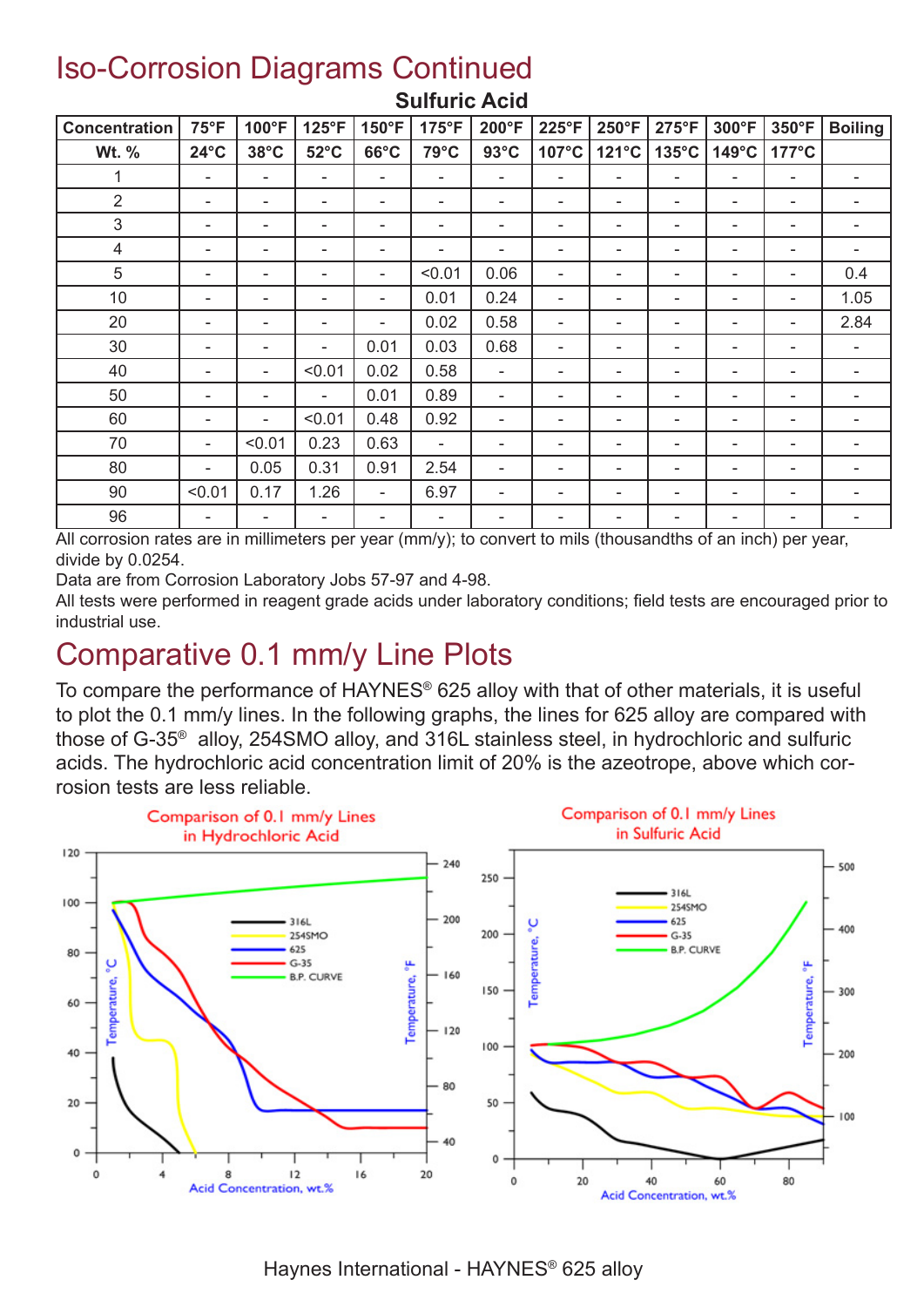# Iso-Corrosion Diagrams Continued

**Sulfuric Acid**

| Concentration | 75°F | 100°F | 125°F | 150°F | 175°F | 200°F | 225°F | 250°F | 275°F | 300°F | 350°F | Boiling |
|---|---|---|---|---|---|---|---|---|---|---|---|---|
| Wt. % | 24°C | 38°C | 52°C | 66°C | 79°C | 93°C | 107°C | 121°C | 135°C | 149°C | 177°C | |
| 1 | - | - | - | - | - | - | - | - | - | - | - | - |
| 2 | - | - | - | - | - | - | - | - | - | - | - | - |
| 3 | - | - | - | - | - | - | - | - | - | - | - | - |
| 4 | - | - | - | - | - | - | - | - | - | - | - | - |
| 5 | - | - | - | - | <0.01 | 0.06 | - | - | - | - | - | 0.4 |
| 10 | - | - | - | - | 0.01 | 0.24 | - | - | - | - | - | 1.05 |
| 20 | - | - | - | - | 0.02 | 0.58 | - | - | - | - | - | 2.84 |
| 30 | - | - | - | 0.01 | 0.03 | 0.68 | - | - | - | - | - | - |
| 40 | - | - | <0.01 | 0.02 | 0.58 | - | - | - | - | - | - | - |
| 50 | - | - | - | 0.01 | 0.89 | - | - | - | - | - | - | - |
| 60 | - | - | <0.01 | 0.48 | 0.92 | - | - | - | - | - | - | - |
| 70 | - | <0.01 | 0.23 | 0.63 | - | - | - | - | - | - | - | - |
| 80 | - | 0.05 | 0.31 | 0.91 | 2.54 | - | - | - | - | - | - | - |
| 90 | <0.01 | 0.17 | 1.26 | - | 6.97 | - | - | - | - | - | - | - |
| 96 | - | - | - | - | - | - | - | - | - | - | - | - |

All corrosion rates are in millimeters per year (mm/y); to convert to mils (thousandths of an inch) per year, divide by 0.0254.

Data are from Corrosion Laboratory Jobs 57-97 and 4-98.

All tests were performed in reagent grade acids under laboratory conditions; field tests are encouraged prior to industrial use.

# Comparative 0.1 mm/y Line Plots

To compare the performance of HAYNES® 625 alloy with that of other materials, it is useful to plot the 0.1 mm/y lines. In the following graphs, the lines for 625 alloy are compared with those of G-35® alloy, 254SMO alloy, and 316L stainless steel, in hydrochloric and sulfuric acids. The hydrochloric acid concentration limit of 20% is the azeotrope, above which corrosion tests are less reliable.

Comparison of 0.1 mm/y Lines in Hydrochloric Acid

Comparison of 0.1 mm/y Lines in Sulfuric Acid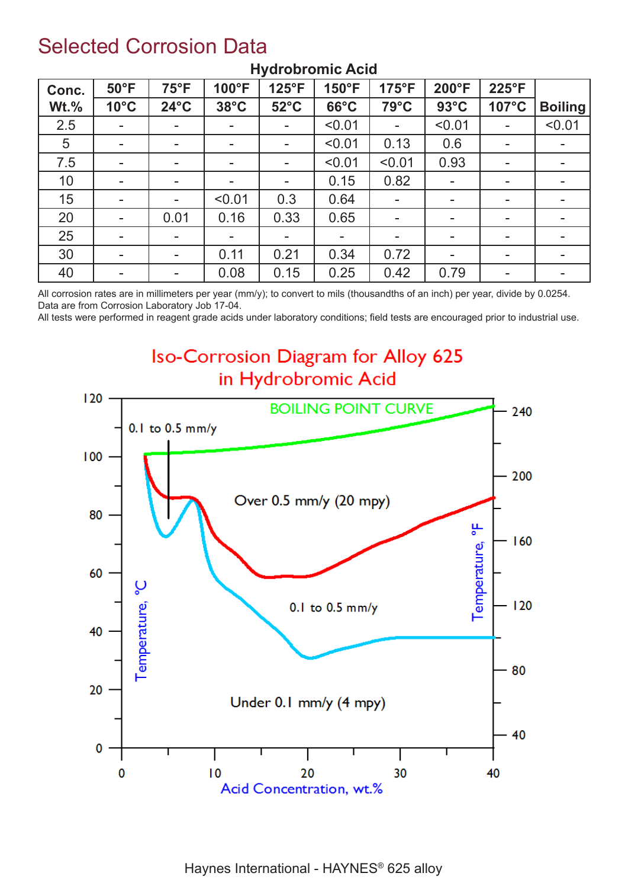# Selected Corrosion Data

**Hydrobromic Acid**

| Conc. | 50°F | 75°F | 100°F | 125°F | 150°F | 175°F | 200°F | 225°F | |
|---|---|---|---|---|---|---|---|---|---|
| Wt.% | 10°C | 24°C | 38°C | 52°C | 66°C | 79°C | 93°C | 107°C | Boiling |
| 2.5 | - | - | - | - | <0.01 | - | <0.01 | - | <0.01 |
| 5 | - | - | - | - | <0.01 | 0.13 | 0.6 | - | - |
| 7.5 | - | - | - | - | <0.01 | <0.01 | 0.93 | - | - |
| 10 | - | - | - | - | 0.15 | 0.82 | - | - | - |
| 15 | - | - | <0.01 | 0.3 | 0.64 | - | - | - | - |
| 20 | - | 0.01 | 0.16 | 0.33 | 0.65 | - | - | - | - |
| 25 | - | - | - | - | - | - | - | - | - |
| 30 | - | - | 0.11 | 0.21 | 0.34 | 0.72 | - | - | - |
| 40 | - | - | 0.08 | 0.15 | 0.25 | 0.42 | 0.79 | - | - |

All corrosion rates are in millimeters per year (mm/y); to convert to mils (thousandths of an inch) per year, divide by 0.0254.
Data are from Corrosion Laboratory Job 17-04.
All tests were performed in reagent grade acids under laboratory conditions; field tests are encouraged prior to industrial use.

## Iso-Corrosion Diagram for Alloy 625 in Hydrobromic Acid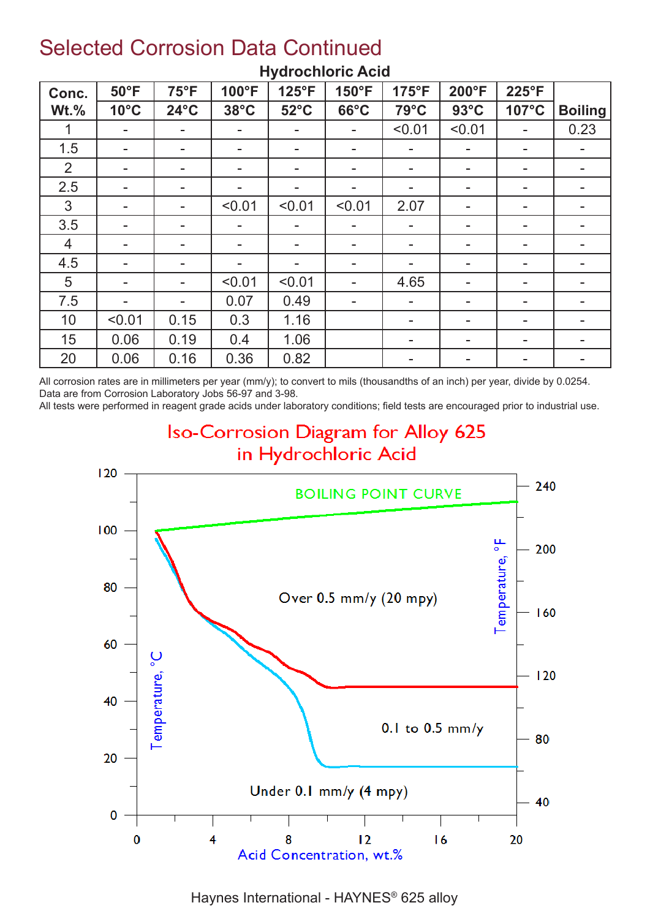## Selected Corrosion Data Continued

**Hydrochloric Acid**

| Conc. Wt.% | 50°F 10°C | 75°F 24°C | 100°F 38°C | 125°F 52°C | 150°F 66°C | 175°F 79°C | 200°F 93°C | 225°F 107°C | Boiling |
|---|---|---|---|---|---|---|---|---|---|
| 1 | - | - | - | - | - | <0.01 | <0.01 | - | 0.23 |
| 1.5 | - | - | - | - | - | - | - | - | - |
| 2 | - | - | - | - | - | - | - | - | - |
| 2.5 | - | - | - | - | - | - | - | - | - |
| 3 | - | - | <0.01 | <0.01 | <0.01 | 2.07 | - | - | - |
| 3.5 | - | - | - | - | - | - | - | - | - |
| 4 | - | - | - | - | - | - | - | - | - |
| 4.5 | - | - | - | - | - | - | - | - | - |
| 5 | - | - | <0.01 | <0.01 | - | 4.65 | - | - | - |
| 7.5 | - | - | 0.07 | 0.49 | - | - | - | - | - |
| 10 | <0.01 | 0.15 | 0.3 | 1.16 | | - | - | - | - |
| 15 | 0.06 | 0.19 | 0.4 | 1.06 | | - | - | - | - |
| 20 | 0.06 | 0.16 | 0.36 | 0.82 | | - | - | - | - |

All corrosion rates are in millimeters per year (mm/y); to convert to mils (thousandths of an inch) per year, divide by 0.0254.
Data are from Corrosion Laboratory Jobs 56-97 and 3-98.
All tests were performed in reagent grade acids under laboratory conditions; field tests are encouraged prior to industrial use.

### Iso-Corrosion Diagram for Alloy 625 in Hydrochloric Acid

BOILING POINT CURVE

Over 0.5 mm/y (20 mpy)

0.1 to 0.5 mm/y

Under 0.1 mm/y (4 mpy)

Temperature, °C — Temperature, °F — Acid Concentration, wt.%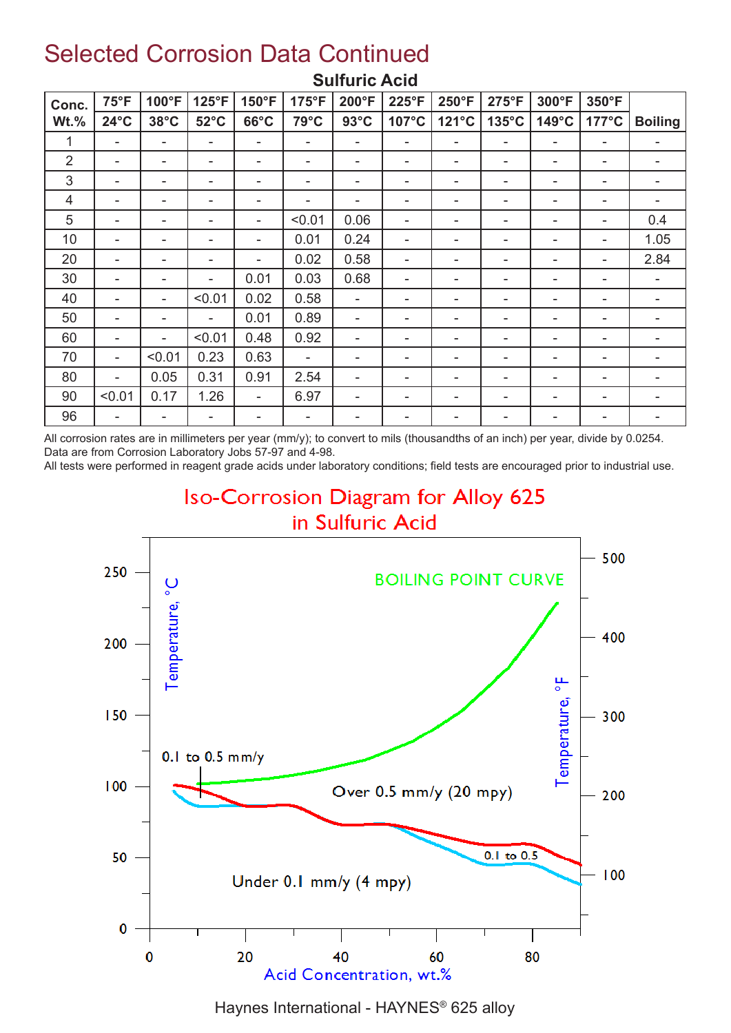# Selected Corrosion Data Continued

## Sulfuric Acid

| Conc. Wt.% | 75°F 24°C | 100°F 38°C | 125°F 52°C | 150°F 66°C | 175°F 79°C | 200°F 93°C | 225°F 107°C | 250°F 121°C | 275°F 135°C | 300°F 149°C | 350°F 177°C | Boiling |
|---|---|---|---|---|---|---|---|---|---|---|---|---|
| 1 | - | - | - | - | - | - | - | - | - | - | - | - |
| 2 | - | - | - | - | - | - | - | - | - | - | - | - |
| 3 | - | - | - | - | - | - | - | - | - | - | - | - |
| 4 | - | - | - | - | - | - | - | - | - | - | - | - |
| 5 | - | - | - | - | <0.01 | 0.06 | - | - | - | - | - | 0.4 |
| 10 | - | - | - | - | 0.01 | 0.24 | - | - | - | - | - | 1.05 |
| 20 | - | - | - | - | 0.02 | 0.58 | - | - | - | - | - | 2.84 |
| 30 | - | - | - | 0.01 | 0.03 | 0.68 | - | - | - | - | - | - |
| 40 | - | - | <0.01 | 0.02 | 0.58 | - | - | - | - | - | - | - |
| 50 | - | - | - | 0.01 | 0.89 | - | - | - | - | - | - | - |
| 60 | - | - | <0.01 | 0.48 | 0.92 | - | - | - | - | - | - | - |
| 70 | - | <0.01 | 0.23 | 0.63 | - | - | - | - | - | - | - | - |
| 80 | - | 0.05 | 0.31 | 0.91 | 2.54 | - | - | - | - | - | - | - |
| 90 | <0.01 | 0.17 | 1.26 | - | 6.97 | - | - | - | - | - | - | - |
| 96 | - | - | - | - | - | - | - | - | - | - | - | - |

All corrosion rates are in millimeters per year (mm/y); to convert to mils (thousandths of an inch) per year, divide by 0.0254.
Data are from Corrosion Laboratory Jobs 57-97 and 4-98.
All tests were performed in reagent grade acids under laboratory conditions; field tests are encouraged prior to industrial use.

## Iso-Corrosion Diagram for Alloy 625 in Sulfuric Acid

Haynes International - HAYNES® 625 alloy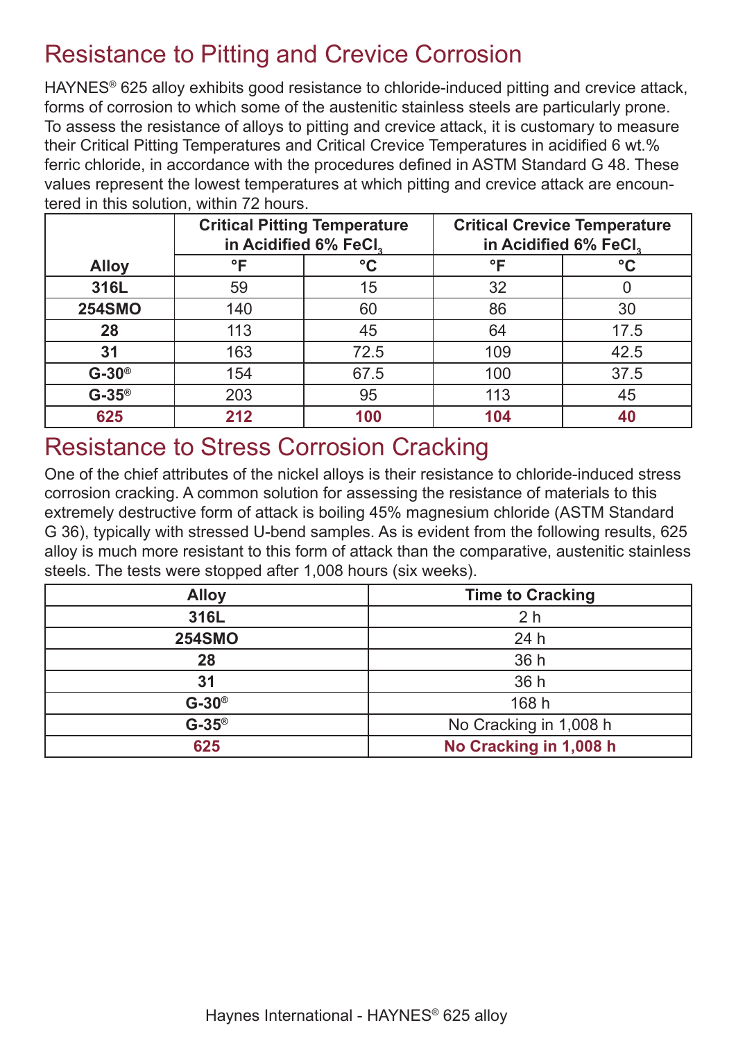## Resistance to Pitting and Crevice Corrosion

HAYNES® 625 alloy exhibits good resistance to chloride-induced pitting and crevice attack, forms of corrosion to which some of the austenitic stainless steels are particularly prone. To assess the resistance of alloys to pitting and crevice attack, it is customary to measure their Critical Pitting Temperatures and Critical Crevice Temperatures in acidified 6 wt.% ferric chloride, in accordance with the procedures defined in ASTM Standard G 48. These values represent the lowest temperatures at which pitting and crevice attack are encountered in this solution, within 72 hours.

| Alloy | Critical Pitting Temperature in Acidified 6% $FeCl_3$ | | Critical Crevice Temperature in Acidified 6% $FeCl_3$ | |
|---|---|---|---|---|
| | °F | °C | °F | °C |
| **316L** | 59 | 15 | 32 | 0 |
| **254SMO** | 140 | 60 | 86 | 30 |
| **28** | 113 | 45 | 64 | 17.5 |
| **31** | 163 | 72.5 | 109 | 42.5 |
| **G-30®** | 154 | 67.5 | 100 | 37.5 |
| **G-35®** | 203 | 95 | 113 | 45 |
| **625** | **212** | **100** | **104** | **40** |

## Resistance to Stress Corrosion Cracking

One of the chief attributes of the nickel alloys is their resistance to chloride-induced stress corrosion cracking. A common solution for assessing the resistance of materials to this extremely destructive form of attack is boiling 45% magnesium chloride (ASTM Standard G 36), typically with stressed U-bend samples. As is evident from the following results, 625 alloy is much more resistant to this form of attack than the comparative, austenitic stainless steels. The tests were stopped after 1,008 hours (six weeks).

| Alloy | Time to Cracking |
|---|---|
| **316L** | 2 h |
| **254SMO** | 24 h |
| **28** | 36 h |
| **31** | 36 h |
| **G-30®** | 168 h |
| **G-35®** | No Cracking in 1,008 h |
| **625** | **No Cracking in 1,008 h** |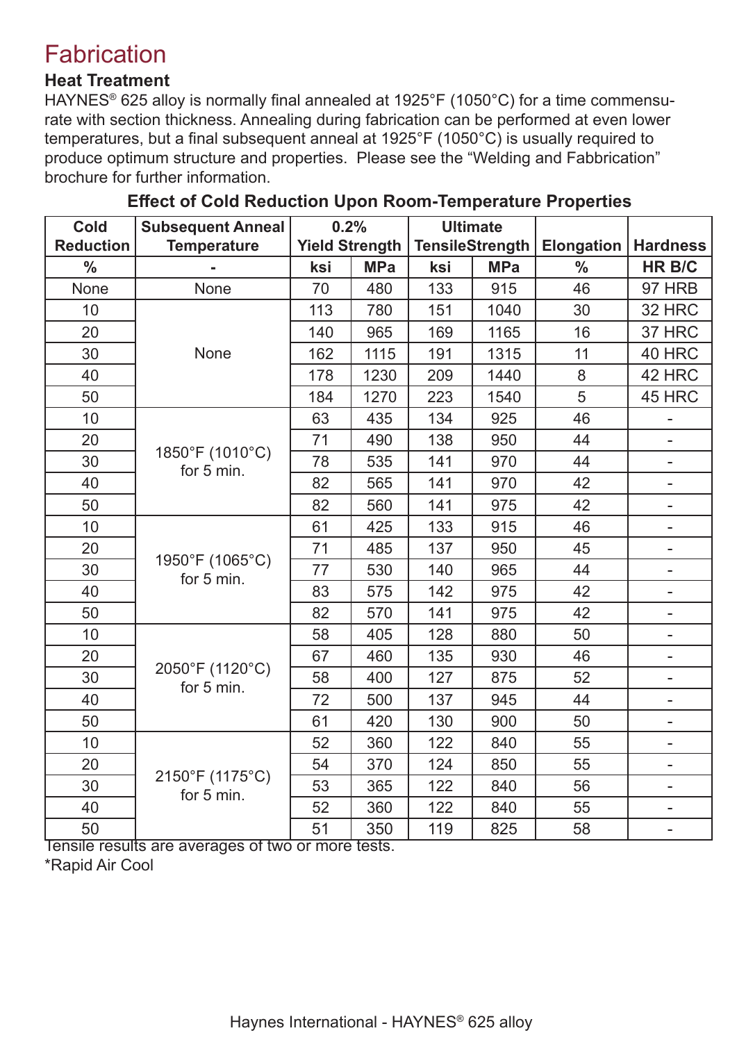# Fabrication

### Heat Treatment

HAYNES® 625 alloy is normally final annealed at 1925°F (1050°C) for a time commensurate with section thickness. Annealing during fabrication can be performed at even lower temperatures, but a final subsequent anneal at 1925°F (1050°C) is usually required to produce optimum structure and properties. Please see the "Welding and Fabbrication" brochure for further information.

**Effect of Cold Reduction Upon Room-Temperature Properties**

| Cold Reduction | Subsequent Anneal Temperature | 0.2% Yield Strength | | Ultimate TensileStrength | | Elongation | Hardness |
|---|---|---|---|---|---|---|---|
| % | - | ksi | MPa | ksi | MPa | % | HR B/C |
| None | None | 70 | 480 | 133 | 915 | 46 | 97 HRB |
| 10 | None | 113 | 780 | 151 | 1040 | 30 | 32 HRC |
| 20 | | 140 | 965 | 169 | 1165 | 16 | 37 HRC |
| 30 | | 162 | 1115 | 191 | 1315 | 11 | 40 HRC |
| 40 | | 178 | 1230 | 209 | 1440 | 8 | 42 HRC |
| 50 | | 184 | 1270 | 223 | 1540 | 5 | 45 HRC |
| 10 | 1850°F (1010°C) for 5 min. | 63 | 435 | 134 | 925 | 46 | - |
| 20 | | 71 | 490 | 138 | 950 | 44 | - |
| 30 | | 78 | 535 | 141 | 970 | 44 | - |
| 40 | | 82 | 565 | 141 | 970 | 42 | - |
| 50 | | 82 | 560 | 141 | 975 | 42 | - |
| 10 | 1950°F (1065°C) for 5 min. | 61 | 425 | 133 | 915 | 46 | - |
| 20 | | 71 | 485 | 137 | 950 | 45 | - |
| 30 | | 77 | 530 | 140 | 965 | 44 | - |
| 40 | | 83 | 575 | 142 | 975 | 42 | - |
| 50 | | 82 | 570 | 141 | 975 | 42 | - |
| 10 | 2050°F (1120°C) for 5 min. | 58 | 405 | 128 | 880 | 50 | - |
| 20 | | 67 | 460 | 135 | 930 | 46 | - |
| 30 | | 58 | 400 | 127 | 875 | 52 | - |
| 40 | | 72 | 500 | 137 | 945 | 44 | - |
| 50 | | 61 | 420 | 130 | 900 | 50 | - |
| 10 | 2150°F (1175°C) for 5 min. | 52 | 360 | 122 | 840 | 55 | - |
| 20 | | 54 | 370 | 124 | 850 | 55 | - |
| 30 | | 53 | 365 | 122 | 840 | 56 | - |
| 40 | | 52 | 360 | 122 | 840 | 55 | - |
| 50 | | 51 | 350 | 119 | 825 | 58 | - |

Tensile results are averages of two or more tests.

*Rapid Air Cool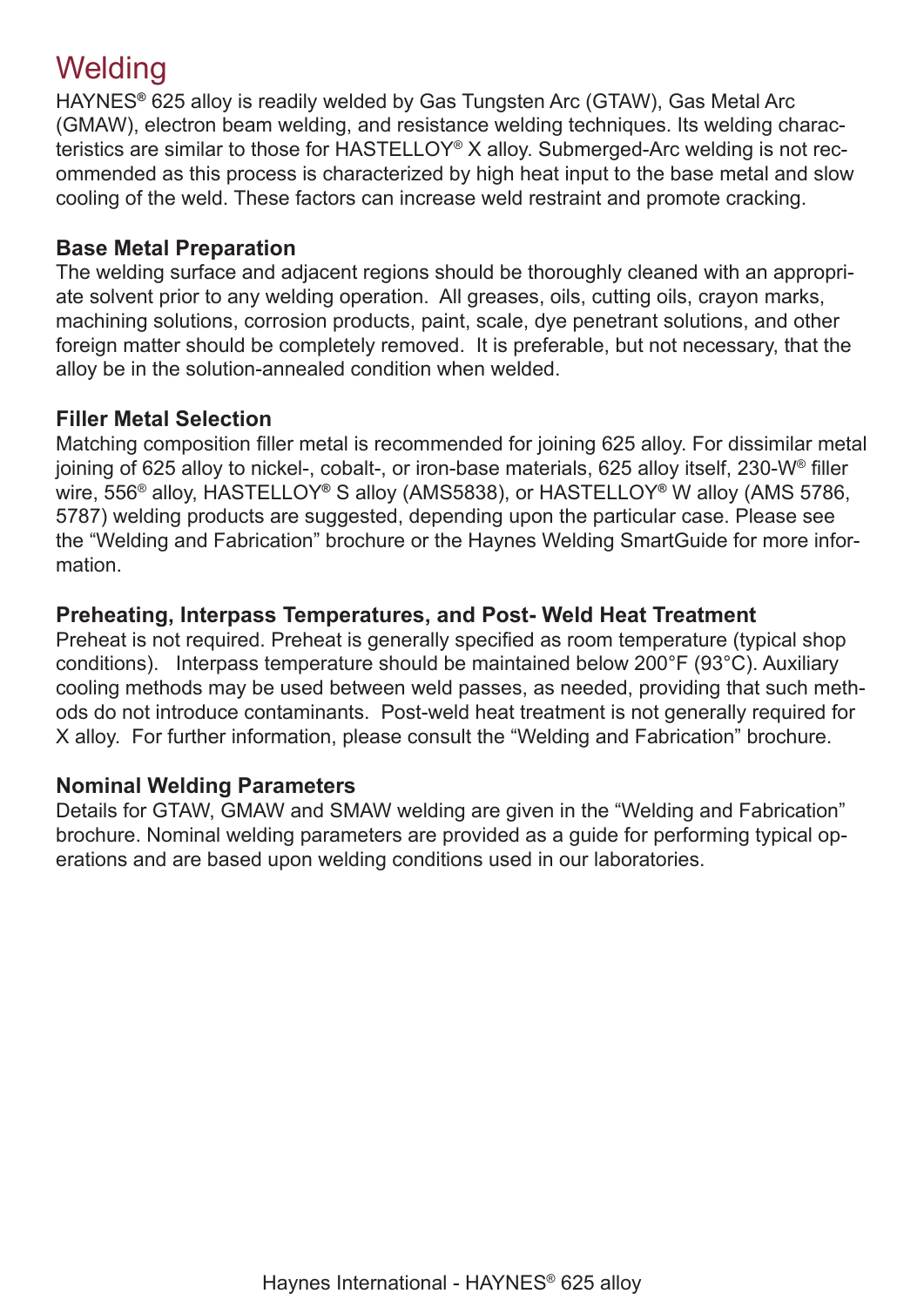# Welding

HAYNES® 625 alloy is readily welded by Gas Tungsten Arc (GTAW), Gas Metal Arc (GMAW), electron beam welding, and resistance welding techniques. Its welding characteristics are similar to those for HASTELLOY® X alloy. Submerged-Arc welding is not recommended as this process is characterized by high heat input to the base metal and slow cooling of the weld. These factors can increase weld restraint and promote cracking.

### Base Metal Preparation

The welding surface and adjacent regions should be thoroughly cleaned with an appropriate solvent prior to any welding operation. All greases, oils, cutting oils, crayon marks, machining solutions, corrosion products, paint, scale, dye penetrant solutions, and other foreign matter should be completely removed. It is preferable, but not necessary, that the alloy be in the solution-annealed condition when welded.

### Filler Metal Selection

Matching composition filler metal is recommended for joining 625 alloy. For dissimilar metal joining of 625 alloy to nickel-, cobalt-, or iron-base materials, 625 alloy itself, 230-W® filler wire, 556® alloy, HASTELLOY® S alloy (AMS5838), or HASTELLOY® W alloy (AMS 5786, 5787) welding products are suggested, depending upon the particular case. Please see the "Welding and Fabrication" brochure or the Haynes Welding SmartGuide for more information.

### Preheating, Interpass Temperatures, and Post- Weld Heat Treatment

Preheat is not required. Preheat is generally specified as room temperature (typical shop conditions). Interpass temperature should be maintained below 200°F (93°C). Auxiliary cooling methods may be used between weld passes, as needed, providing that such methods do not introduce contaminants. Post-weld heat treatment is not generally required for X alloy. For further information, please consult the "Welding and Fabrication" brochure.

### Nominal Welding Parameters

Details for GTAW, GMAW and SMAW welding are given in the "Welding and Fabrication" brochure. Nominal welding parameters are provided as a guide for performing typical operations and are based upon welding conditions used in our laboratories.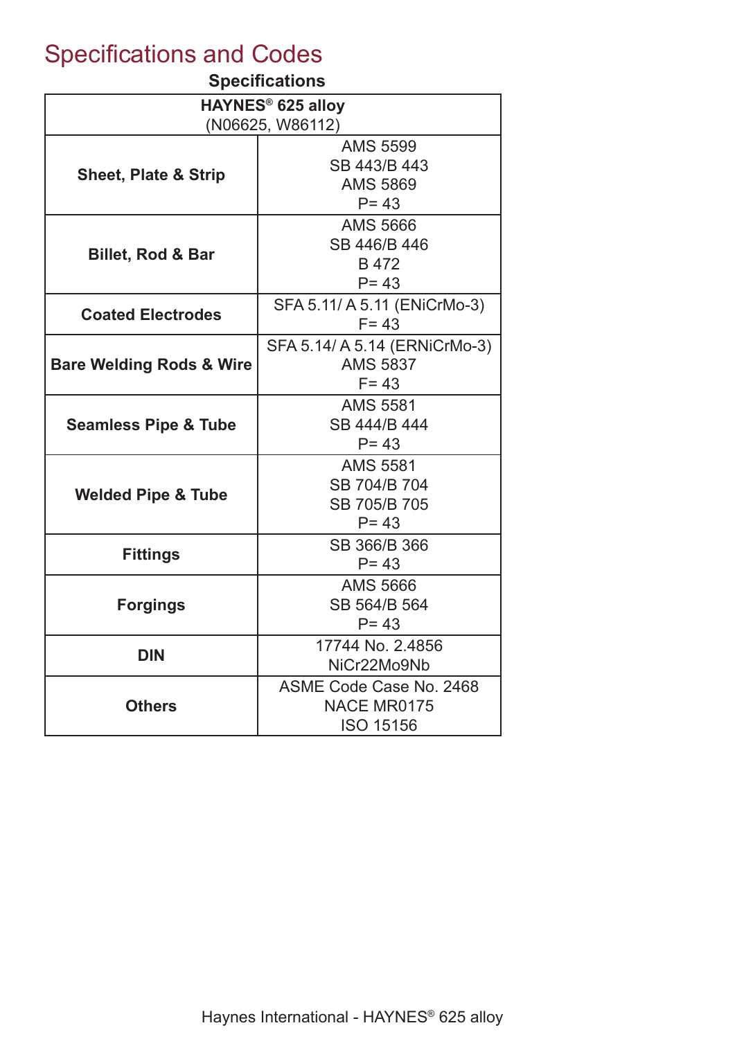# Specifications and Codes

## Specifications

| HAYNES® 625 alloy (N06625, W86112) | |
|---|---|
| **Sheet, Plate & Strip** | AMS 5599<br>SB 443/B 443<br>AMS 5869<br>P= 43 |
| **Billet, Rod & Bar** | AMS 5666<br>SB 446/B 446<br>B 472<br>P= 43 |
| **Coated Electrodes** | SFA 5.11/ A 5.11 (ENiCrMo-3)<br>F= 43 |
| **Bare Welding Rods & Wire** | SFA 5.14/ A 5.14 (ERNiCrMo-3)<br>AMS 5837<br>F= 43 |
| **Seamless Pipe & Tube** | AMS 5581<br>SB 444/B 444<br>P= 43 |
| **Welded Pipe & Tube** | AMS 5581<br>SB 704/B 704<br>SB 705/B 705<br>P= 43 |
| **Fittings** | SB 366/B 366<br>P= 43 |
| **Forgings** | AMS 5666<br>SB 564/B 564<br>P= 43 |
| **DIN** | 17744 No. 2.4856<br>NiCr22Mo9Nb |
| **Others** | ASME Code Case No. 2468<br>NACE MR0175<br>ISO 15156 |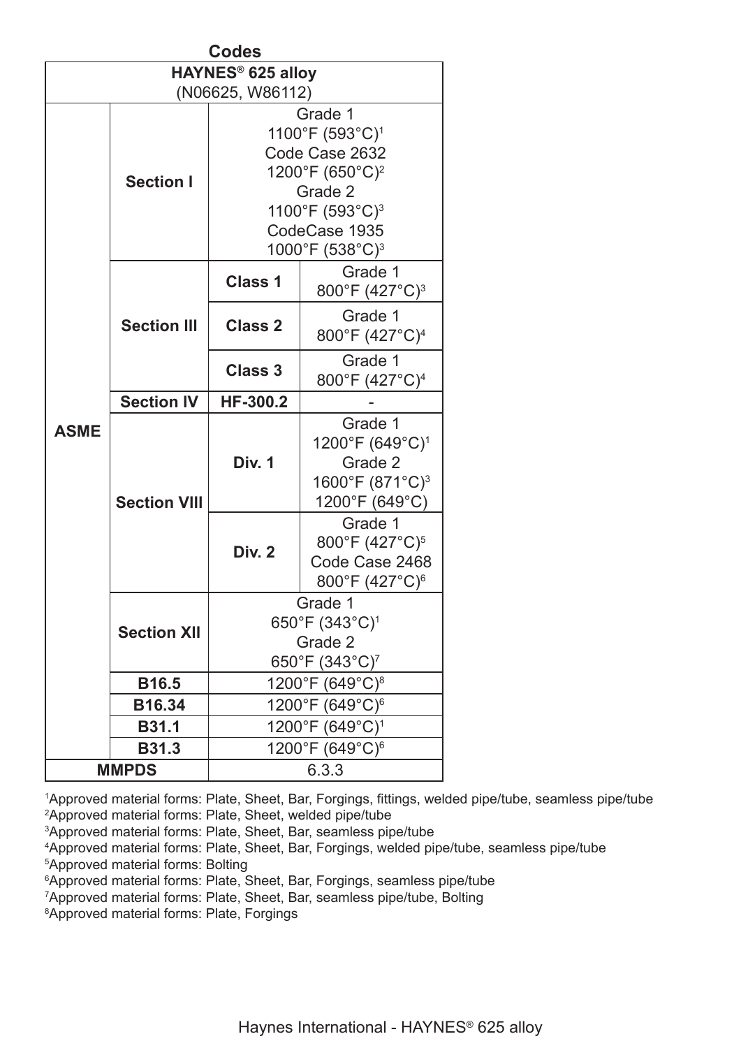## Codes

| HAYNES® 625 alloy (N06625, W86112) | | | |
|---|---|---|---|
| ASME | Section I | Grade 1<br>1100°F (593°C)[1]<br>Code Case 2632<br>1200°F (650°C)[2]<br>Grade 2<br>1100°F (593°C)[3]<br>CodeCase 1935<br>1000°F (538°C)[3] | |
| | Section III | Class 1 | Grade 1<br>800°F (427°C)[3] |
| | | Class 2 | Grade 1<br>800°F (427°C)[4] |
| | | Class 3 | Grade 1<br>800°F (427°C)[4] |
| | Section IV | HF-300.2 | - |
| | Section VIII | Div. 1 | Grade 1<br>1200°F (649°C)[1]<br>Grade 2<br>1600°F (871°C)[3]<br>1200°F (649°C) |
| | | Div. 2 | Grade 1<br>800°F (427°C)[5]<br>Code Case 2468<br>800°F (427°C)[6] |
| | Section XII | Grade 1<br>650°F (343°C)[1]<br>Grade 2<br>650°F (343°C)[7] | |
| | B16.5 | 1200°F (649°C)[8] | |
| | B16.34 | 1200°F (649°C)[6] | |
| | B31.1 | 1200°F (649°C)[1] | |
| | B31.3 | 1200°F (649°C)[6] | |
| MMPDS | | 6.3.3 | |

[1]Approved material forms: Plate, Sheet, Bar, Forgings, fittings, welded pipe/tube, seamless pipe/tube
[2]Approved material forms: Plate, Sheet, welded pipe/tube
[3]Approved material forms: Plate, Sheet, Bar, seamless pipe/tube
[4]Approved material forms: Plate, Sheet, Bar, Forgings, welded pipe/tube, seamless pipe/tube
[5]Approved material forms: Bolting
[6]Approved material forms: Plate, Sheet, Bar, Forgings, seamless pipe/tube
[7]Approved material forms: Plate, Sheet, Bar, seamless pipe/tube, Bolting
[8]Approved material forms: Plate, Forgings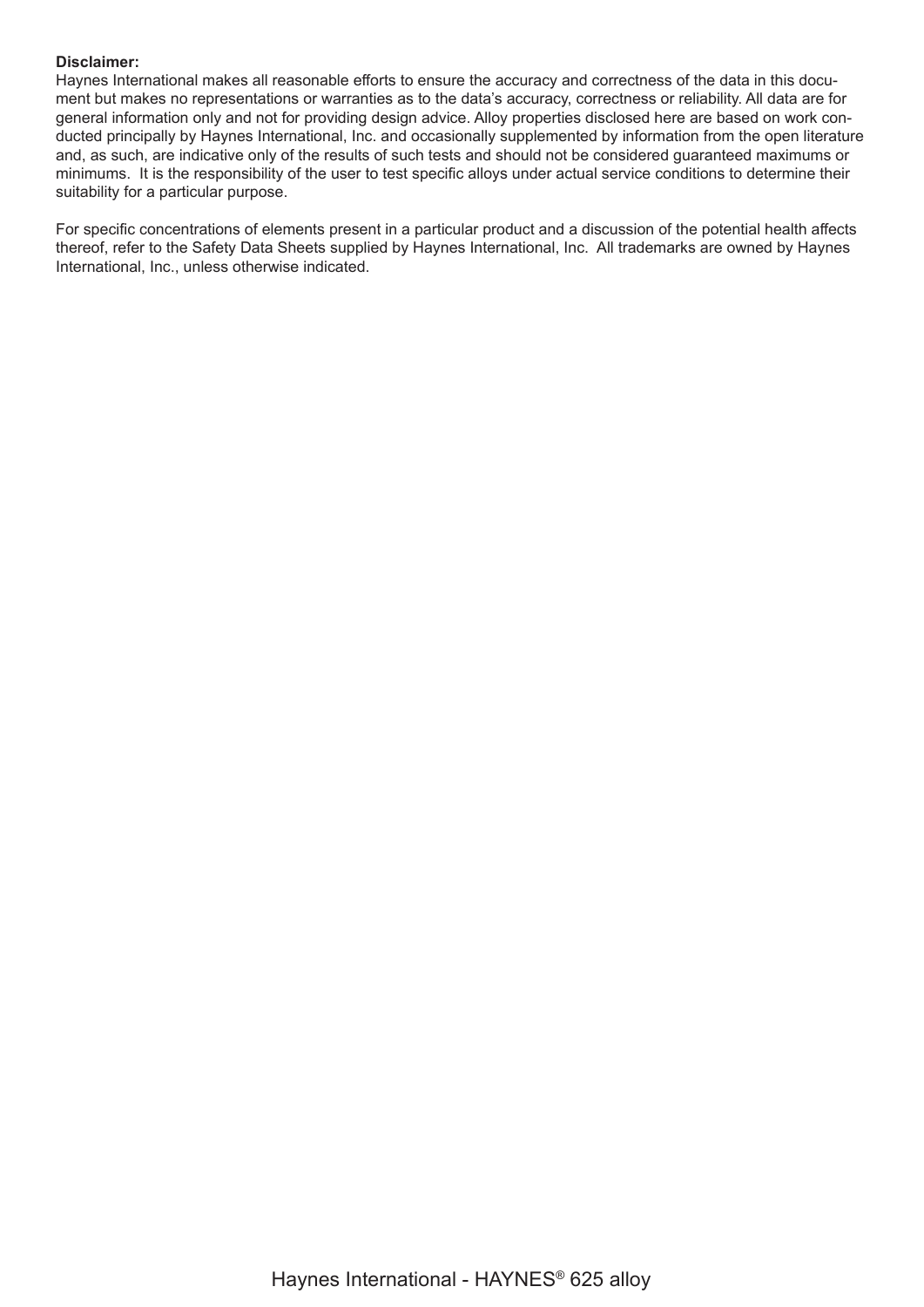**Disclaimer:**

Haynes International makes all reasonable efforts to ensure the accuracy and correctness of the data in this document but makes no representations or warranties as to the data's accuracy, correctness or reliability. All data are for general information only and not for providing design advice. Alloy properties disclosed here are based on work conducted principally by Haynes International, Inc. and occasionally supplemented by information from the open literature and, as such, are indicative only of the results of such tests and should not be considered guaranteed maximums or minimums. It is the responsibility of the user to test specific alloys under actual service conditions to determine their suitability for a particular purpose.

For specific concentrations of elements present in a particular product and a discussion of the potential health affects thereof, refer to the Safety Data Sheets supplied by Haynes International, Inc. All trademarks are owned by Haynes International, Inc., unless otherwise indicated.